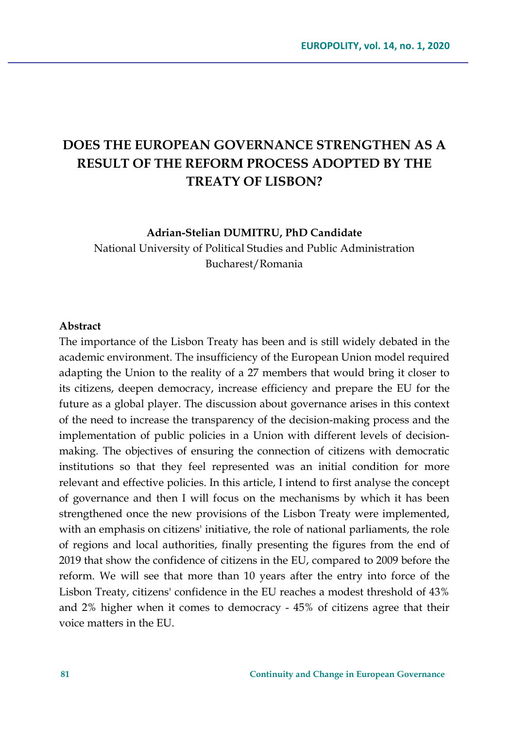# DOES THE EUROPEAN GOVERNANCE STRENGTHEN AS A RESULT OF THE REFORM PROCESS ADOPTED BY THE TREATY OF LISBON?

**Adrian-Stelian DUMITRU, PhD Candidate**

National University of Political Studies and Public Administration
Bucharest/Romania

**Abstract**

The importance of the Lisbon Treaty has been and is still widely debated in the academic environment. The insufficiency of the European Union model required adapting the Union to the reality of a 27 members that would bring it closer to its citizens, deepen democracy, increase efficiency and prepare the EU for the future as a global player. The discussion about governance arises in this context of the need to increase the transparency of the decision-making process and the implementation of public policies in a Union with different levels of decision-making. The objectives of ensuring the connection of citizens with democratic institutions so that they feel represented was an initial condition for more relevant and effective policies. In this article, I intend to first analyse the concept of governance and then I will focus on the mechanisms by which it has been strengthened once the new provisions of the Lisbon Treaty were implemented, with an emphasis on citizens' initiative, the role of national parliaments, the role of regions and local authorities, finally presenting the figures from the end of 2019 that show the confidence of citizens in the EU, compared to 2009 before the reform. We will see that more than 10 years after the entry into force of the Lisbon Treaty, citizens' confidence in the EU reaches a modest threshold of 43% and 2% higher when it comes to democracy - 45% of citizens agree that their voice matters in the EU.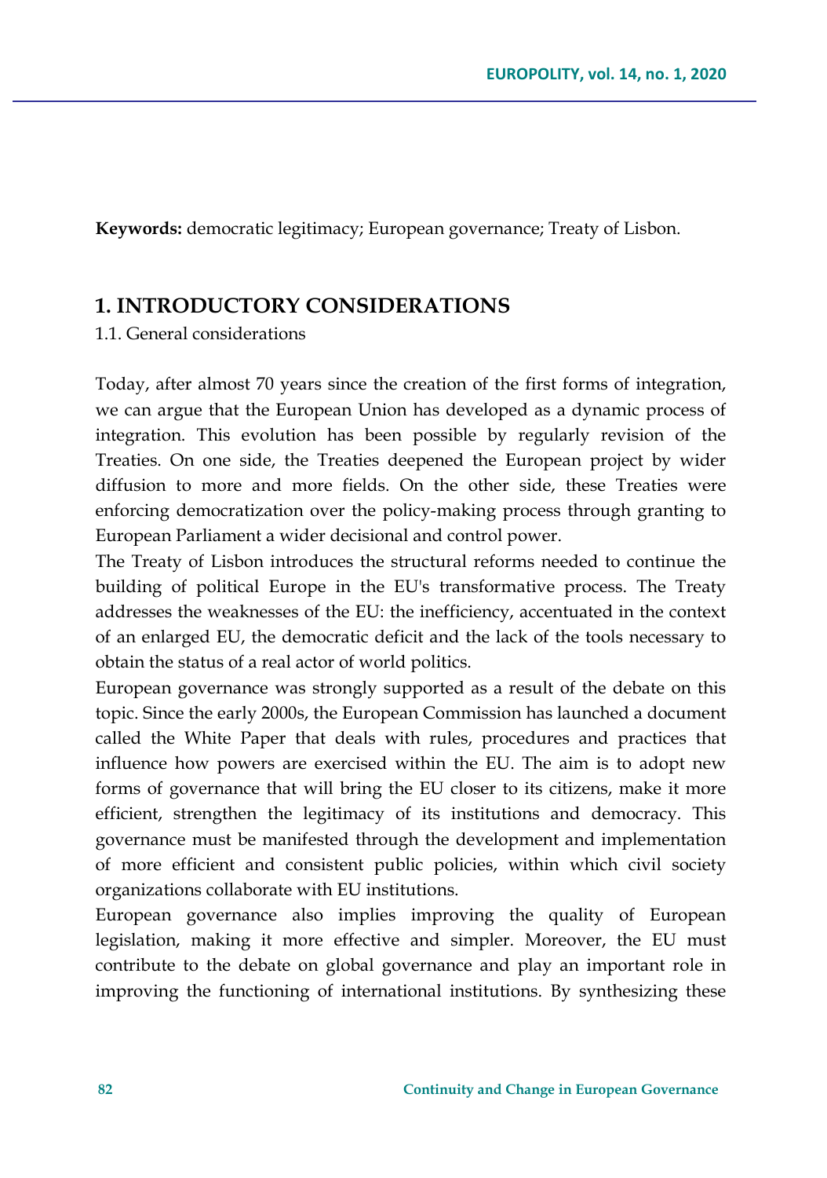**Keywords:** democratic legitimacy; European governance; Treaty of Lisbon.

## 1. INTRODUCTORY CONSIDERATIONS

1.1. General considerations

Today, after almost 70 years since the creation of the first forms of integration, we can argue that the European Union has developed as a dynamic process of integration. This evolution has been possible by regularly revision of the Treaties. On one side, the Treaties deepened the European project by wider diffusion to more and more fields. On the other side, these Treaties were enforcing democratization over the policy-making process through granting to European Parliament a wider decisional and control power.

The Treaty of Lisbon introduces the structural reforms needed to continue the building of political Europe in the EU's transformative process. The Treaty addresses the weaknesses of the EU: the inefficiency, accentuated in the context of an enlarged EU, the democratic deficit and the lack of the tools necessary to obtain the status of a real actor of world politics.

European governance was strongly supported as a result of the debate on this topic. Since the early 2000s, the European Commission has launched a document called the White Paper that deals with rules, procedures and practices that influence how powers are exercised within the EU. The aim is to adopt new forms of governance that will bring the EU closer to its citizens, make it more efficient, strengthen the legitimacy of its institutions and democracy. This governance must be manifested through the development and implementation of more efficient and consistent public policies, within which civil society organizations collaborate with EU institutions.

European governance also implies improving the quality of European legislation, making it more effective and simpler. Moreover, the EU must contribute to the debate on global governance and play an important role in improving the functioning of international institutions. By synthesizing these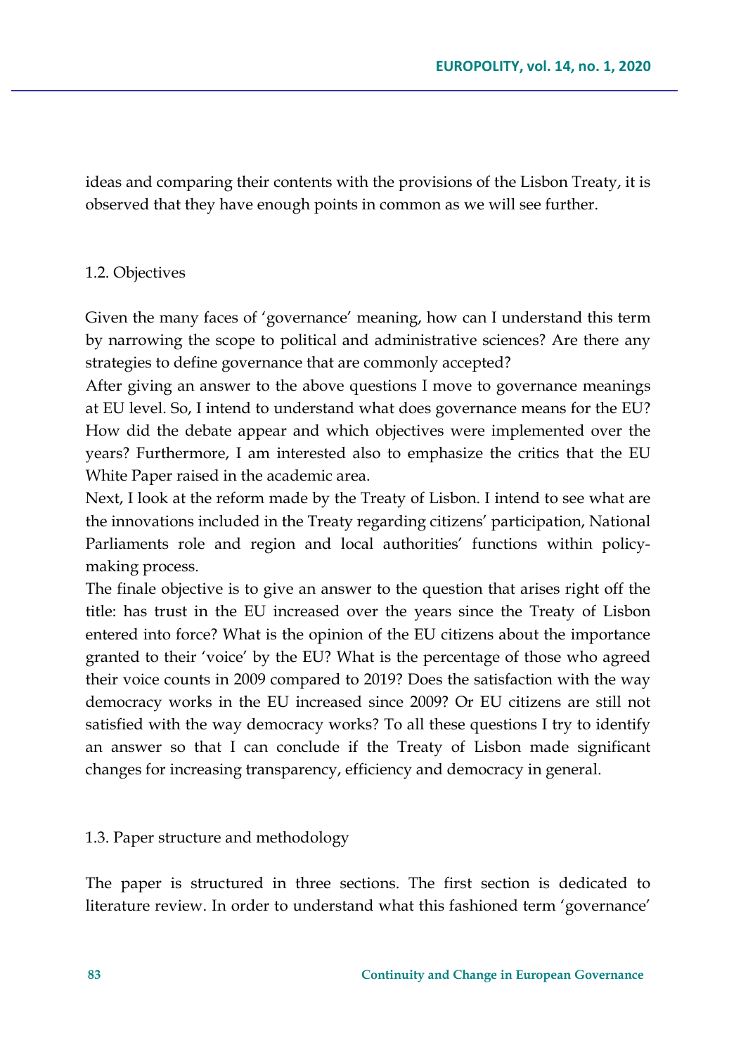ideas and comparing their contents with the provisions of the Lisbon Treaty, it is observed that they have enough points in common as we will see further.

### 1.2. Objectives

Given the many faces of 'governance' meaning, how can I understand this term by narrowing the scope to political and administrative sciences? Are there any strategies to define governance that are commonly accepted?

After giving an answer to the above questions I move to governance meanings at EU level. So, I intend to understand what does governance means for the EU? How did the debate appear and which objectives were implemented over the years? Furthermore, I am interested also to emphasize the critics that the EU White Paper raised in the academic area.

Next, I look at the reform made by the Treaty of Lisbon. I intend to see what are the innovations included in the Treaty regarding citizens' participation, National Parliaments role and region and local authorities' functions within policy-making process.

The finale objective is to give an answer to the question that arises right off the title: has trust in the EU increased over the years since the Treaty of Lisbon entered into force? What is the opinion of the EU citizens about the importance granted to their 'voice' by the EU? What is the percentage of those who agreed their voice counts in 2009 compared to 2019? Does the satisfaction with the way democracy works in the EU increased since 2009? Or EU citizens are still not satisfied with the way democracy works? To all these questions I try to identify an answer so that I can conclude if the Treaty of Lisbon made significant changes for increasing transparency, efficiency and democracy in general.

### 1.3. Paper structure and methodology

The paper is structured in three sections. The first section is dedicated to literature review. In order to understand what this fashioned term 'governance'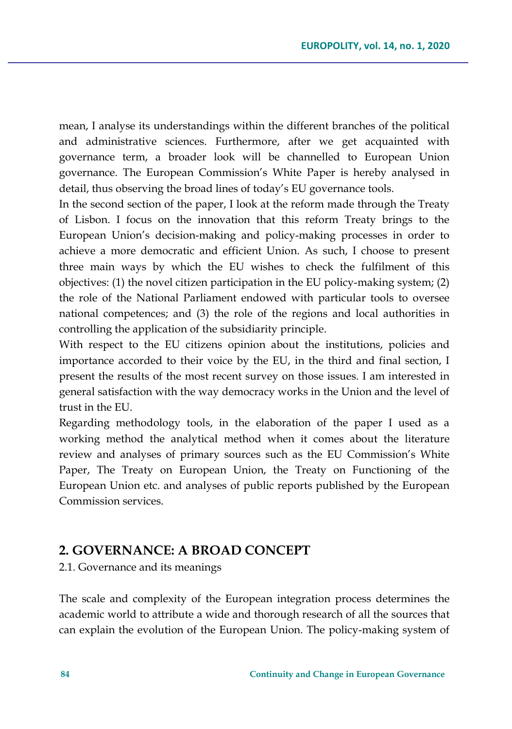mean, I analyse its understandings within the different branches of the political and administrative sciences. Furthermore, after we get acquainted with governance term, a broader look will be channelled to European Union governance. The European Commission's White Paper is hereby analysed in detail, thus observing the broad lines of today's EU governance tools.

In the second section of the paper, I look at the reform made through the Treaty of Lisbon. I focus on the innovation that this reform Treaty brings to the European Union's decision-making and policy-making processes in order to achieve a more democratic and efficient Union. As such, I choose to present three main ways by which the EU wishes to check the fulfilment of this objectives: (1) the novel citizen participation in the EU policy-making system; (2) the role of the National Parliament endowed with particular tools to oversee national competences; and (3) the role of the regions and local authorities in controlling the application of the subsidiarity principle.

With respect to the EU citizens opinion about the institutions, policies and importance accorded to their voice by the EU, in the third and final section, I present the results of the most recent survey on those issues. I am interested in general satisfaction with the way democracy works in the Union and the level of trust in the EU.

Regarding methodology tools, in the elaboration of the paper I used as a working method the analytical method when it comes about the literature review and analyses of primary sources such as the EU Commission's White Paper, The Treaty on European Union, the Treaty on Functioning of the European Union etc. and analyses of public reports published by the European Commission services.

## 2. GOVERNANCE: A BROAD CONCEPT

### 2.1. Governance and its meanings

The scale and complexity of the European integration process determines the academic world to attribute a wide and thorough research of all the sources that can explain the evolution of the European Union. The policy-making system of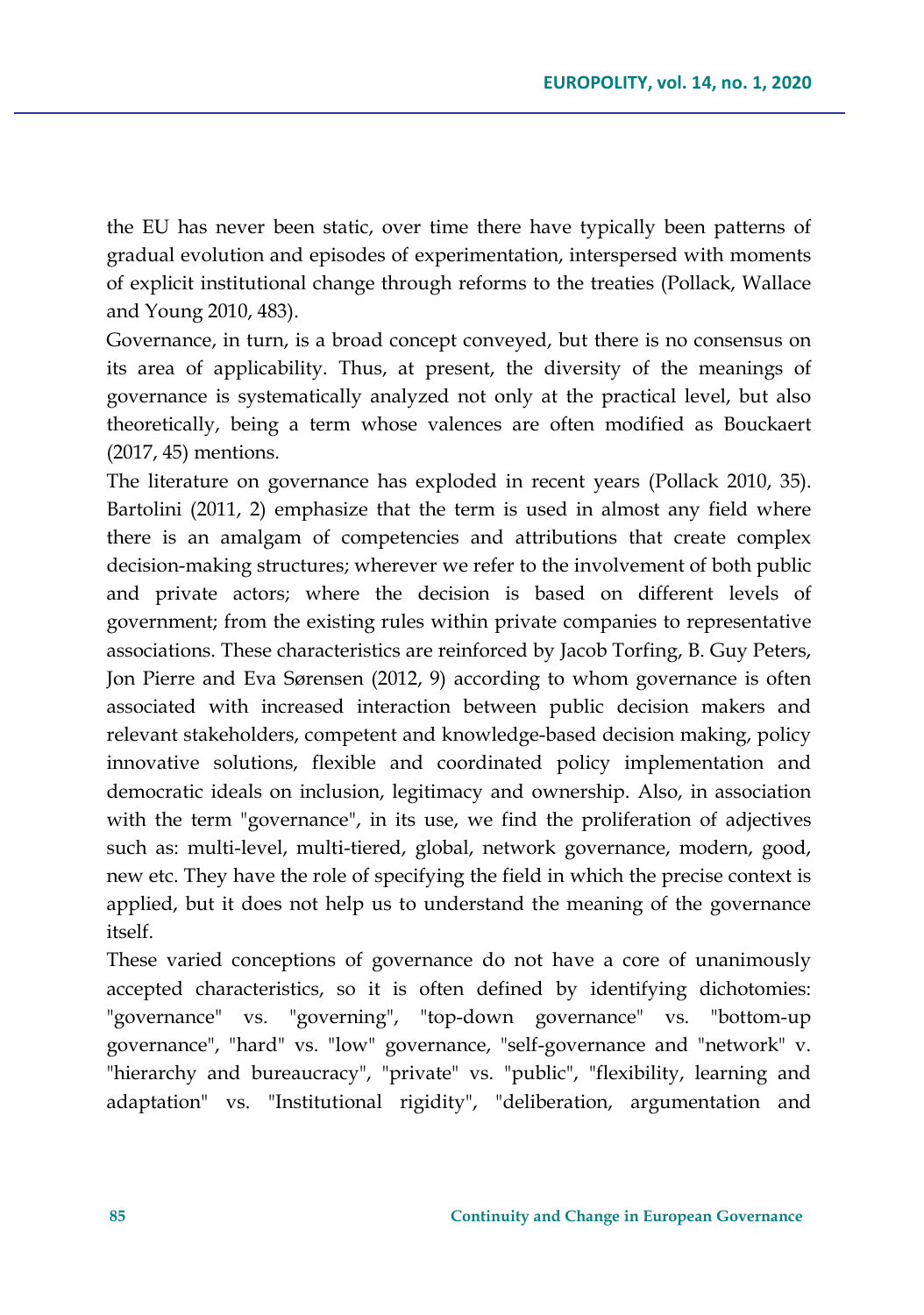the EU has never been static, over time there have typically been patterns of gradual evolution and episodes of experimentation, interspersed with moments of explicit institutional change through reforms to the treaties (Pollack, Wallace and Young 2010, 483).

Governance, in turn, is a broad concept conveyed, but there is no consensus on its area of applicability. Thus, at present, the diversity of the meanings of governance is systematically analyzed not only at the practical level, but also theoretically, being a term whose valences are often modified as Bouckaert (2017, 45) mentions.

The literature on governance has exploded in recent years (Pollack 2010, 35). Bartolini (2011, 2) emphasize that the term is used in almost any field where there is an amalgam of competencies and attributions that create complex decision-making structures; wherever we refer to the involvement of both public and private actors; where the decision is based on different levels of government; from the existing rules within private companies to representative associations. These characteristics are reinforced by Jacob Torfing, B. Guy Peters, Jon Pierre and Eva Sørensen (2012, 9) according to whom governance is often associated with increased interaction between public decision makers and relevant stakeholders, competent and knowledge-based decision making, policy innovative solutions, flexible and coordinated policy implementation and democratic ideals on inclusion, legitimacy and ownership. Also, in association with the term "governance", in its use, we find the proliferation of adjectives such as: multi-level, multi-tiered, global, network governance, modern, good, new etc. They have the role of specifying the field in which the precise context is applied, but it does not help us to understand the meaning of the governance itself.

These varied conceptions of governance do not have a core of unanimously accepted characteristics, so it is often defined by identifying dichotomies: "governance" vs. "governing", "top-down governance" vs. "bottom-up governance", "hard" vs. "low" governance, "self-governance and "network" v. "hierarchy and bureaucracy", "private" vs. "public", "flexibility, learning and adaptation" vs. "Institutional rigidity", "deliberation, argumentation and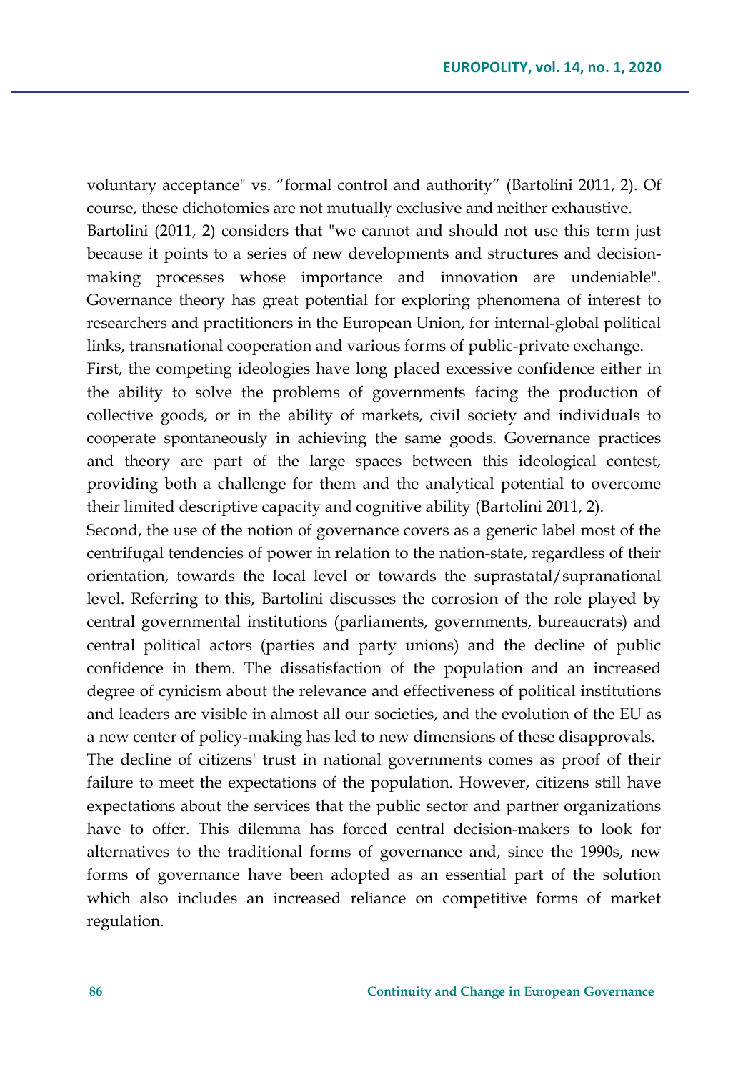voluntary acceptance" vs. “formal control and authority” (Bartolini 2011, 2). Of course, these dichotomies are not mutually exclusive and neither exhaustive.

Bartolini (2011, 2) considers that "we cannot and should not use this term just because it points to a series of new developments and structures and decision-making processes whose importance and innovation are undeniable". Governance theory has great potential for exploring phenomena of interest to researchers and practitioners in the European Union, for internal-global political links, transnational cooperation and various forms of public-private exchange.

First, the competing ideologies have long placed excessive confidence either in the ability to solve the problems of governments facing the production of collective goods, or in the ability of markets, civil society and individuals to cooperate spontaneously in achieving the same goods. Governance practices and theory are part of the large spaces between this ideological contest, providing both a challenge for them and the analytical potential to overcome their limited descriptive capacity and cognitive ability (Bartolini 2011, 2).

Second, the use of the notion of governance covers as a generic label most of the centrifugal tendencies of power in relation to the nation-state, regardless of their orientation, towards the local level or towards the suprastatal/supranational level. Referring to this, Bartolini discusses the corrosion of the role played by central governmental institutions (parliaments, governments, bureaucrats) and central political actors (parties and party unions) and the decline of public confidence in them. The dissatisfaction of the population and an increased degree of cynicism about the relevance and effectiveness of political institutions and leaders are visible in almost all our societies, and the evolution of the EU as a new center of policy-making has led to new dimensions of these disapprovals.

The decline of citizens' trust in national governments comes as proof of their failure to meet the expectations of the population. However, citizens still have expectations about the services that the public sector and partner organizations have to offer. This dilemma has forced central decision-makers to look for alternatives to the traditional forms of governance and, since the 1990s, new forms of governance have been adopted as an essential part of the solution which also includes an increased reliance on competitive forms of market regulation.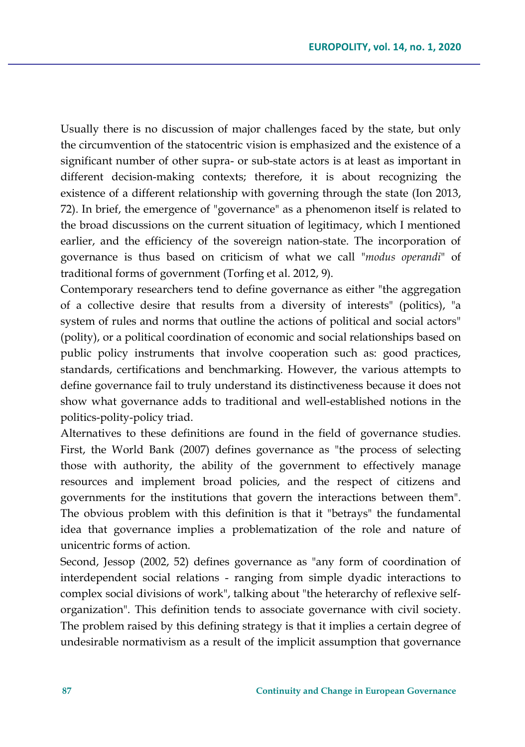Usually there is no discussion of major challenges faced by the state, but only the circumvention of the statocentric vision is emphasized and the existence of a significant number of other supra- or sub-state actors is at least as important in different decision-making contexts; therefore, it is about recognizing the existence of a different relationship with governing through the state (Ion 2013, 72). In brief, the emergence of "governance" as a phenomenon itself is related to the broad discussions on the current situation of legitimacy, which I mentioned earlier, and the efficiency of the sovereign nation-state. The incorporation of governance is thus based on criticism of what we call "*modus operandi*" of traditional forms of government (Torfing et al. 2012, 9).

Contemporary researchers tend to define governance as either "the aggregation of a collective desire that results from a diversity of interests" (politics), "a system of rules and norms that outline the actions of political and social actors" (polity), or a political coordination of economic and social relationships based on public policy instruments that involve cooperation such as: good practices, standards, certifications and benchmarking. However, the various attempts to define governance fail to truly understand its distinctiveness because it does not show what governance adds to traditional and well-established notions in the politics-polity-policy triad.

Alternatives to these definitions are found in the field of governance studies. First, the World Bank (2007) defines governance as "the process of selecting those with authority, the ability of the government to effectively manage resources and implement broad policies, and the respect of citizens and governments for the institutions that govern the interactions between them". The obvious problem with this definition is that it "betrays" the fundamental idea that governance implies a problematization of the role and nature of unicentric forms of action.

Second, Jessop (2002, 52) defines governance as "any form of coordination of interdependent social relations - ranging from simple dyadic interactions to complex social divisions of work", talking about "the heterarchy of reflexive self-organization". This definition tends to associate governance with civil society. The problem raised by this defining strategy is that it implies a certain degree of undesirable normativism as a result of the implicit assumption that governance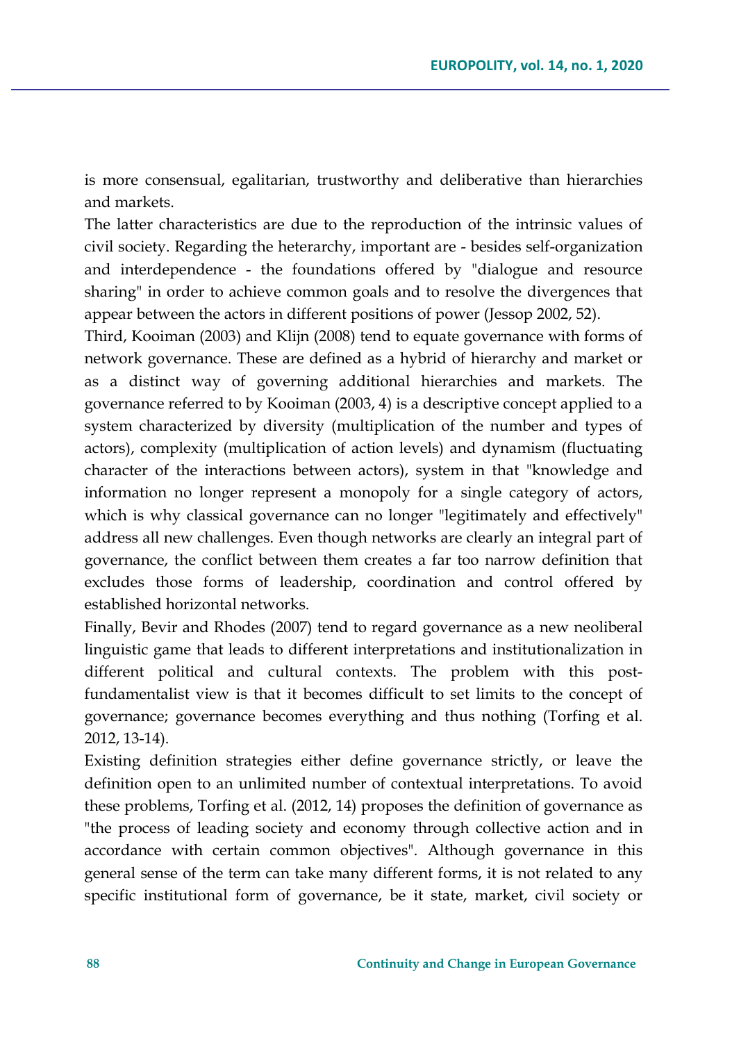is more consensual, egalitarian, trustworthy and deliberative than hierarchies and markets.

The latter characteristics are due to the reproduction of the intrinsic values of civil society. Regarding the heterarchy, important are - besides self-organization and interdependence - the foundations offered by "dialogue and resource sharing" in order to achieve common goals and to resolve the divergences that appear between the actors in different positions of power (Jessop 2002, 52).

Third, Kooiman (2003) and Klijn (2008) tend to equate governance with forms of network governance. These are defined as a hybrid of hierarchy and market or as a distinct way of governing additional hierarchies and markets. The governance referred to by Kooiman (2003, 4) is a descriptive concept applied to a system characterized by diversity (multiplication of the number and types of actors), complexity (multiplication of action levels) and dynamism (fluctuating character of the interactions between actors), system in that "knowledge and information no longer represent a monopoly for a single category of actors, which is why classical governance can no longer "legitimately and effectively" address all new challenges. Even though networks are clearly an integral part of governance, the conflict between them creates a far too narrow definition that excludes those forms of leadership, coordination and control offered by established horizontal networks.

Finally, Bevir and Rhodes (2007) tend to regard governance as a new neoliberal linguistic game that leads to different interpretations and institutionalization in different political and cultural contexts. The problem with this post-fundamentalist view is that it becomes difficult to set limits to the concept of governance; governance becomes everything and thus nothing (Torfing et al. 2012, 13-14).

Existing definition strategies either define governance strictly, or leave the definition open to an unlimited number of contextual interpretations. To avoid these problems, Torfing et al. (2012, 14) proposes the definition of governance as "the process of leading society and economy through collective action and in accordance with certain common objectives". Although governance in this general sense of the term can take many different forms, it is not related to any specific institutional form of governance, be it state, market, civil society or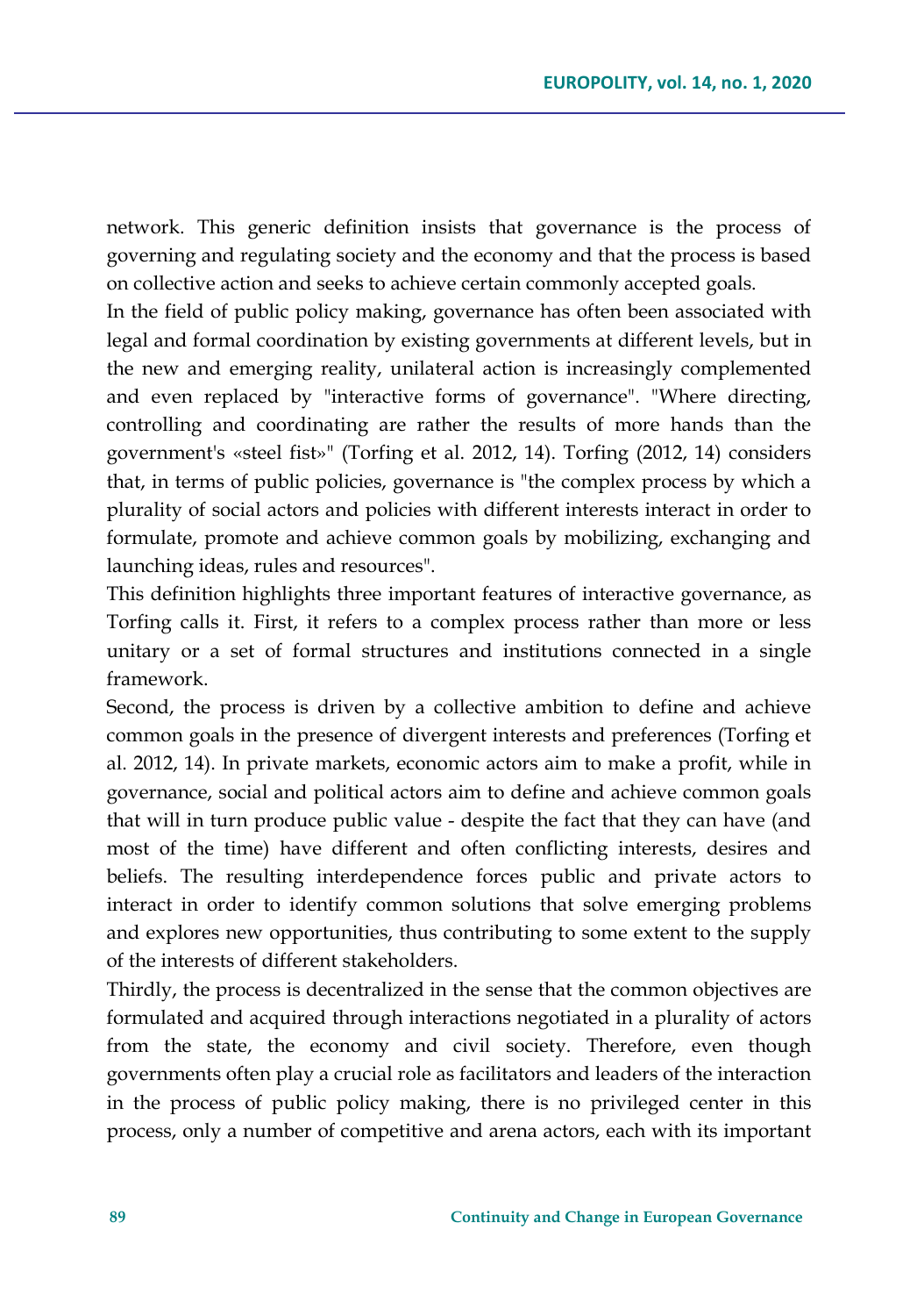network. This generic definition insists that governance is the process of governing and regulating society and the economy and that the process is based on collective action and seeks to achieve certain commonly accepted goals.

In the field of public policy making, governance has often been associated with legal and formal coordination by existing governments at different levels, but in the new and emerging reality, unilateral action is increasingly complemented and even replaced by "interactive forms of governance". "Where directing, controlling and coordinating are rather the results of more hands than the government's «steel fist»" (Torfing et al. 2012, 14). Torfing (2012, 14) considers that, in terms of public policies, governance is "the complex process by which a plurality of social actors and policies with different interests interact in order to formulate, promote and achieve common goals by mobilizing, exchanging and launching ideas, rules and resources".

This definition highlights three important features of interactive governance, as Torfing calls it. First, it refers to a complex process rather than more or less unitary or a set of formal structures and institutions connected in a single framework.

Second, the process is driven by a collective ambition to define and achieve common goals in the presence of divergent interests and preferences (Torfing et al. 2012, 14). In private markets, economic actors aim to make a profit, while in governance, social and political actors aim to define and achieve common goals that will in turn produce public value - despite the fact that they can have (and most of the time) have different and often conflicting interests, desires and beliefs. The resulting interdependence forces public and private actors to interact in order to identify common solutions that solve emerging problems and explores new opportunities, thus contributing to some extent to the supply of the interests of different stakeholders.

Thirdly, the process is decentralized in the sense that the common objectives are formulated and acquired through interactions negotiated in a plurality of actors from the state, the economy and civil society. Therefore, even though governments often play a crucial role as facilitators and leaders of the interaction in the process of public policy making, there is no privileged center in this process, only a number of competitive and arena actors, each with its important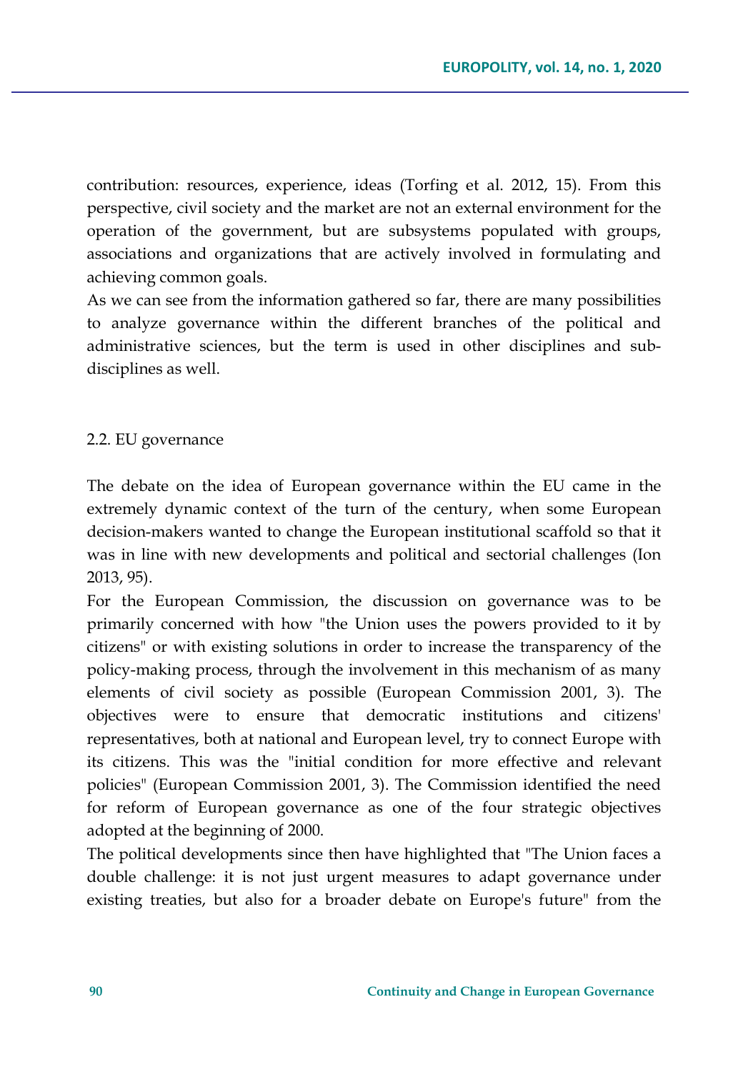contribution: resources, experience, ideas (Torfing et al. 2012, 15). From this perspective, civil society and the market are not an external environment for the operation of the government, but are subsystems populated with groups, associations and organizations that are actively involved in formulating and achieving common goals.

As we can see from the information gathered so far, there are many possibilities to analyze governance within the different branches of the political and administrative sciences, but the term is used in other disciplines and sub-disciplines as well.

## 2.2. EU governance

The debate on the idea of European governance within the EU came in the extremely dynamic context of the turn of the century, when some European decision-makers wanted to change the European institutional scaffold so that it was in line with new developments and political and sectorial challenges (Ion 2013, 95).

For the European Commission, the discussion on governance was to be primarily concerned with how "the Union uses the powers provided to it by citizens" or with existing solutions in order to increase the transparency of the policy-making process, through the involvement in this mechanism of as many elements of civil society as possible (European Commission 2001, 3). The objectives were to ensure that democratic institutions and citizens' representatives, both at national and European level, try to connect Europe with its citizens. This was the "initial condition for more effective and relevant policies" (European Commission 2001, 3). The Commission identified the need for reform of European governance as one of the four strategic objectives adopted at the beginning of 2000.

The political developments since then have highlighted that "The Union faces a double challenge: it is not just urgent measures to adapt governance under existing treaties, but also for a broader debate on Europe's future" from the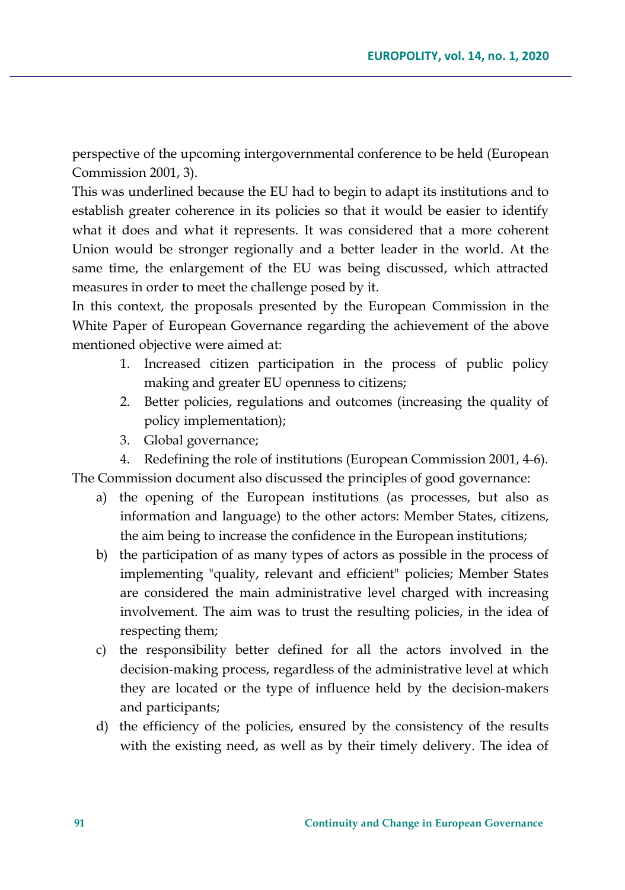perspective of the upcoming intergovernmental conference to be held (European Commission 2001, 3).

This was underlined because the EU had to begin to adapt its institutions and to establish greater coherence in its policies so that it would be easier to identify what it does and what it represents. It was considered that a more coherent Union would be stronger regionally and a better leader in the world. At the same time, the enlargement of the EU was being discussed, which attracted measures in order to meet the challenge posed by it.

In this context, the proposals presented by the European Commission in the White Paper of European Governance regarding the achievement of the above mentioned objective were aimed at:

1. Increased citizen participation in the process of public policy making and greater EU openness to citizens;
2. Better policies, regulations and outcomes (increasing the quality of policy implementation);
3. Global governance;
4. Redefining the role of institutions (European Commission 2001, 4-6).

The Commission document also discussed the principles of good governance:

a) the opening of the European institutions (as processes, but also as information and language) to the other actors: Member States, citizens, the aim being to increase the confidence in the European institutions;
b) the participation of as many types of actors as possible in the process of implementing "quality, relevant and efficient" policies; Member States are considered the main administrative level charged with increasing involvement. The aim was to trust the resulting policies, in the idea of respecting them;
c) the responsibility better defined for all the actors involved in the decision-making process, regardless of the administrative level at which they are located or the type of influence held by the decision-makers and participants;
d) the efficiency of the policies, ensured by the consistency of the results with the existing need, as well as by their timely delivery. The idea of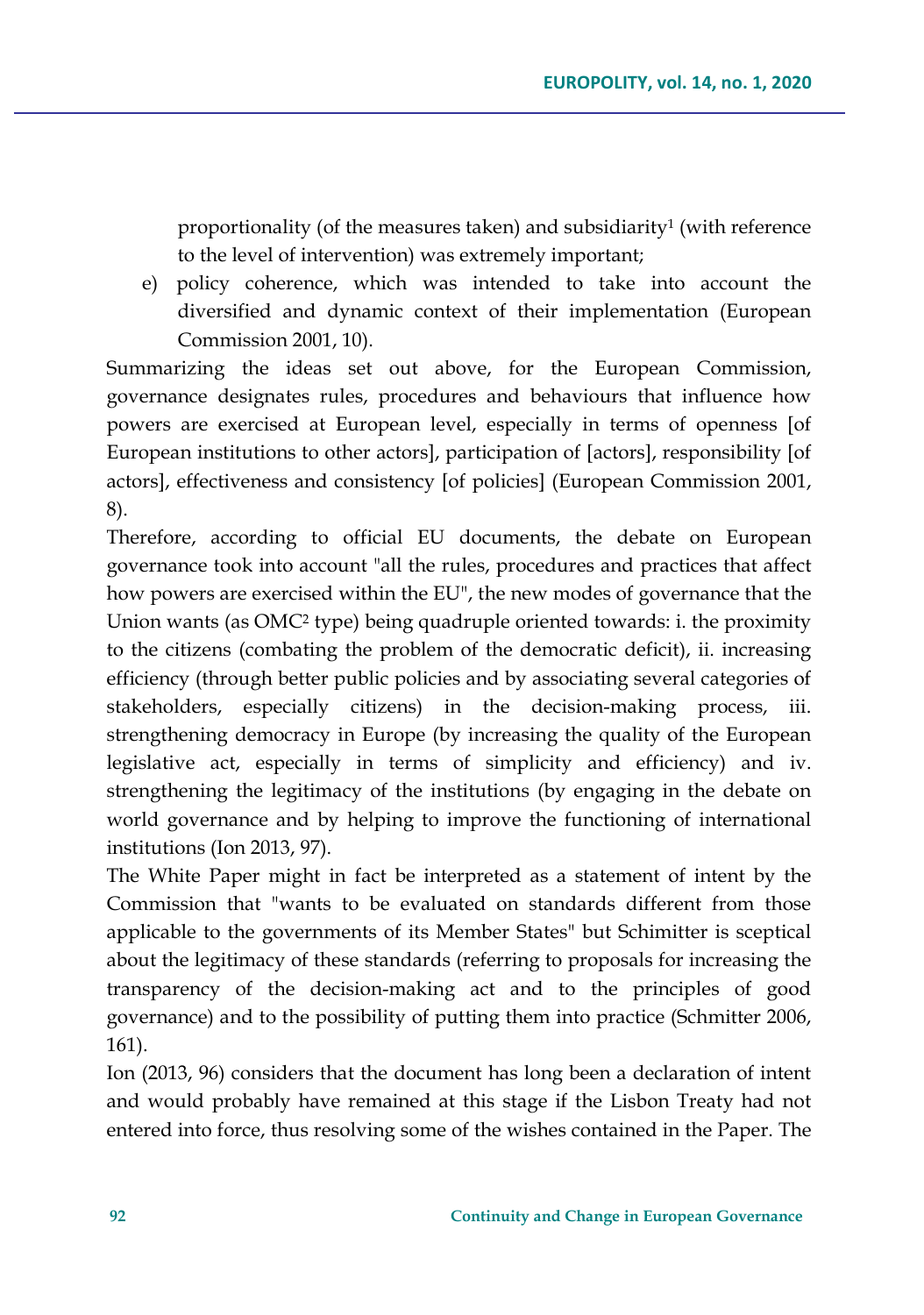proportionality (of the measures taken) and subsidiarity[1] (with reference to the level of intervention) was extremely important;

e) policy coherence, which was intended to take into account the diversified and dynamic context of their implementation (European Commission 2001, 10).

Summarizing the ideas set out above, for the European Commission, governance designates rules, procedures and behaviours that influence how powers are exercised at European level, especially in terms of openness [of European institutions to other actors], participation of [actors], responsibility [of actors], effectiveness and consistency [of policies] (European Commission 2001, 8).

Therefore, according to official EU documents, the debate on European governance took into account "all the rules, procedures and practices that affect how powers are exercised within the EU", the new modes of governance that the Union wants (as OMC[2] type) being quadruple oriented towards: i. the proximity to the citizens (combating the problem of the democratic deficit), ii. increasing efficiency (through better public policies and by associating several categories of stakeholders, especially citizens) in the decision-making process, iii. strengthening democracy in Europe (by increasing the quality of the European legislative act, especially in terms of simplicity and efficiency) and iv. strengthening the legitimacy of the institutions (by engaging in the debate on world governance and by helping to improve the functioning of international institutions (Ion 2013, 97).

The White Paper might in fact be interpreted as a statement of intent by the Commission that "wants to be evaluated on standards different from those applicable to the governments of its Member States" but Schimitter is sceptical about the legitimacy of these standards (referring to proposals for increasing the transparency of the decision-making act and to the principles of good governance) and to the possibility of putting them into practice (Schmitter 2006, 161).

Ion (2013, 96) considers that the document has long been a declaration of intent and would probably have remained at this stage if the Lisbon Treaty had not entered into force, thus resolving some of the wishes contained in the Paper. The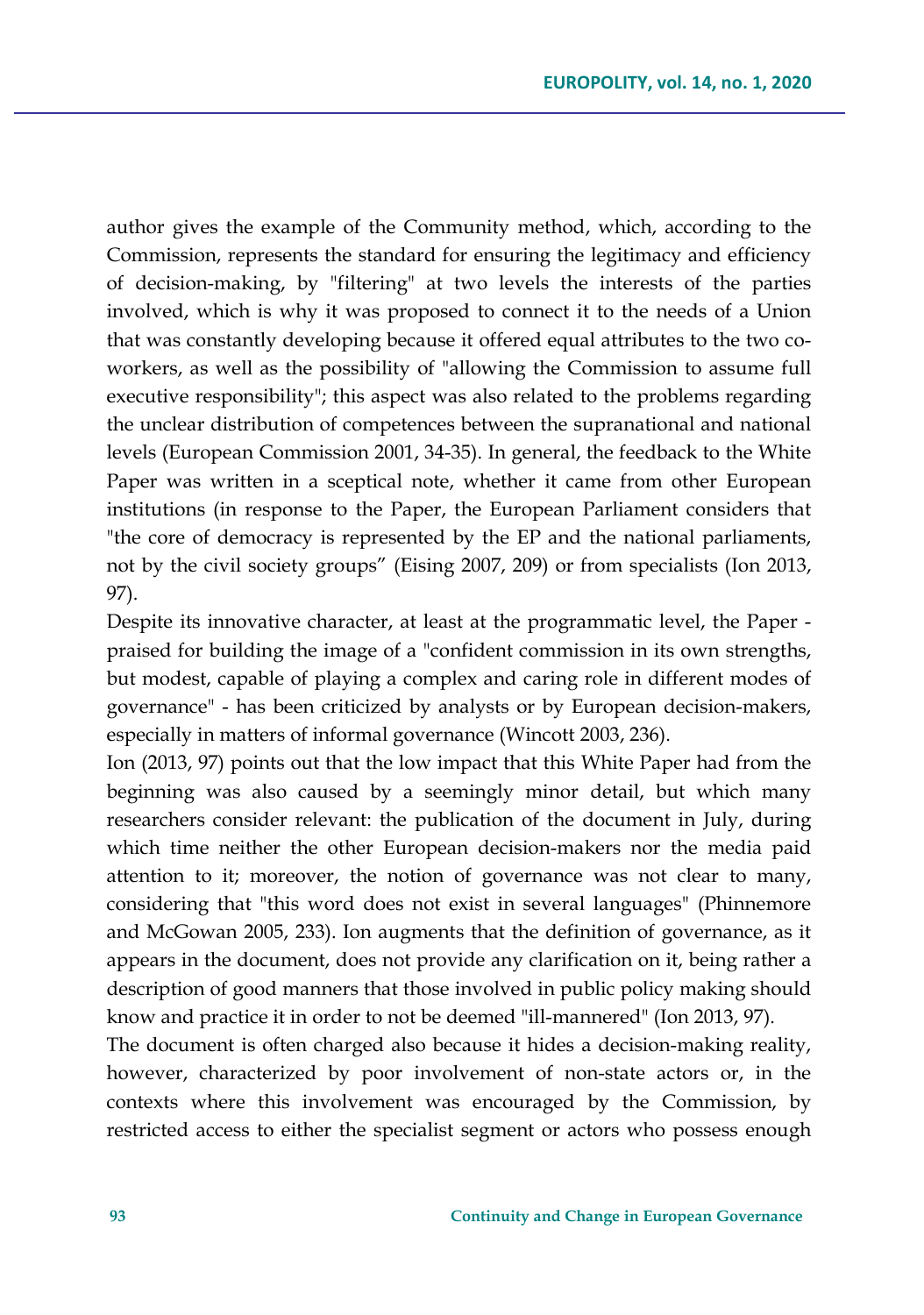author gives the example of the Community method, which, according to the Commission, represents the standard for ensuring the legitimacy and efficiency of decision-making, by "filtering" at two levels the interests of the parties involved, which is why it was proposed to connect it to the needs of a Union that was constantly developing because it offered equal attributes to the two co-workers, as well as the possibility of "allowing the Commission to assume full executive responsibility"; this aspect was also related to the problems regarding the unclear distribution of competences between the supranational and national levels (European Commission 2001, 34-35). In general, the feedback to the White Paper was written in a sceptical note, whether it came from other European institutions (in response to the Paper, the European Parliament considers that "the core of democracy is represented by the EP and the national parliaments, not by the civil society groups" (Eising 2007, 209) or from specialists (Ion 2013, 97).

Despite its innovative character, at least at the programmatic level, the Paper - praised for building the image of a "confident commission in its own strengths, but modest, capable of playing a complex and caring role in different modes of governance" - has been criticized by analysts or by European decision-makers, especially in matters of informal governance (Wincott 2003, 236).

Ion (2013, 97) points out that the low impact that this White Paper had from the beginning was also caused by a seemingly minor detail, but which many researchers consider relevant: the publication of the document in July, during which time neither the other European decision-makers nor the media paid attention to it; moreover, the notion of governance was not clear to many, considering that "this word does not exist in several languages" (Phinnemore and McGowan 2005, 233). Ion augments that the definition of governance, as it appears in the document, does not provide any clarification on it, being rather a description of good manners that those involved in public policy making should know and practice it in order to not be deemed "ill-mannered" (Ion 2013, 97).

The document is often charged also because it hides a decision-making reality, however, characterized by poor involvement of non-state actors or, in the contexts where this involvement was encouraged by the Commission, by restricted access to either the specialist segment or actors who possess enough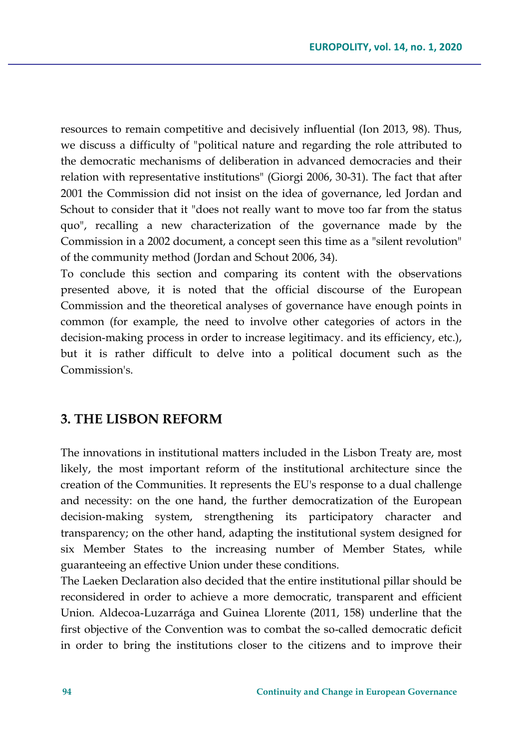resources to remain competitive and decisively influential (Ion 2013, 98). Thus, we discuss a difficulty of "political nature and regarding the role attributed to the democratic mechanisms of deliberation in advanced democracies and their relation with representative institutions" (Giorgi 2006, 30-31). The fact that after 2001 the Commission did not insist on the idea of governance, led Jordan and Schout to consider that it "does not really want to move too far from the status quo", recalling a new characterization of the governance made by the Commission in a 2002 document, a concept seen this time as a "silent revolution" of the community method (Jordan and Schout 2006, 34).

To conclude this section and comparing its content with the observations presented above, it is noted that the official discourse of the European Commission and the theoretical analyses of governance have enough points in common (for example, the need to involve other categories of actors in the decision-making process in order to increase legitimacy. and its efficiency, etc.), but it is rather difficult to delve into a political document such as the Commission's.

## 3. THE LISBON REFORM

The innovations in institutional matters included in the Lisbon Treaty are, most likely, the most important reform of the institutional architecture since the creation of the Communities. It represents the EU's response to a dual challenge and necessity: on the one hand, the further democratization of the European decision-making system, strengthening its participatory character and transparency; on the other hand, adapting the institutional system designed for six Member States to the increasing number of Member States, while guaranteeing an effective Union under these conditions.

The Laeken Declaration also decided that the entire institutional pillar should be reconsidered in order to achieve a more democratic, transparent and efficient Union. Aldecoa-Luzarrága and Guinea Llorente (2011, 158) underline that the first objective of the Convention was to combat the so-called democratic deficit in order to bring the institutions closer to the citizens and to improve their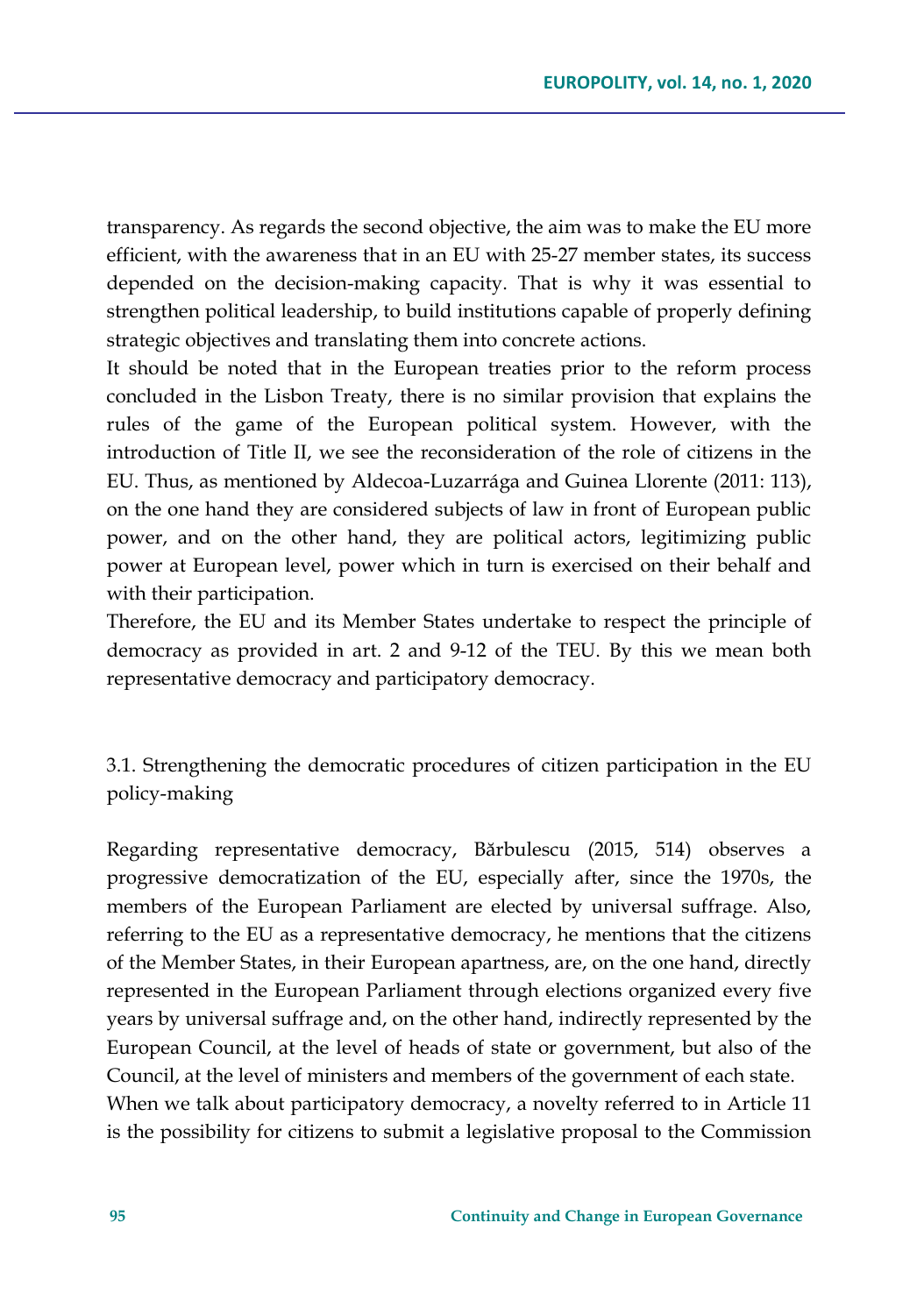transparency. As regards the second objective, the aim was to make the EU more efficient, with the awareness that in an EU with 25-27 member states, its success depended on the decision-making capacity. That is why it was essential to strengthen political leadership, to build institutions capable of properly defining strategic objectives and translating them into concrete actions.

It should be noted that in the European treaties prior to the reform process concluded in the Lisbon Treaty, there is no similar provision that explains the rules of the game of the European political system. However, with the introduction of Title II, we see the reconsideration of the role of citizens in the EU. Thus, as mentioned by Aldecoa-Luzarrága and Guinea Llorente (2011: 113), on the one hand they are considered subjects of law in front of European public power, and on the other hand, they are political actors, legitimizing public power at European level, power which in turn is exercised on their behalf and with their participation.

Therefore, the EU and its Member States undertake to respect the principle of democracy as provided in art. 2 and 9-12 of the TEU. By this we mean both representative democracy and participatory democracy.

### 3.1. Strengthening the democratic procedures of citizen participation in the EU policy-making

Regarding representative democracy, Bărbulescu (2015, 514) observes a progressive democratization of the EU, especially after, since the 1970s, the members of the European Parliament are elected by universal suffrage. Also, referring to the EU as a representative democracy, he mentions that the citizens of the Member States, in their European apartness, are, on the one hand, directly represented in the European Parliament through elections organized every five years by universal suffrage and, on the other hand, indirectly represented by the European Council, at the level of heads of state or government, but also of the Council, at the level of ministers and members of the government of each state.

When we talk about participatory democracy, a novelty referred to in Article 11 is the possibility for citizens to submit a legislative proposal to the Commission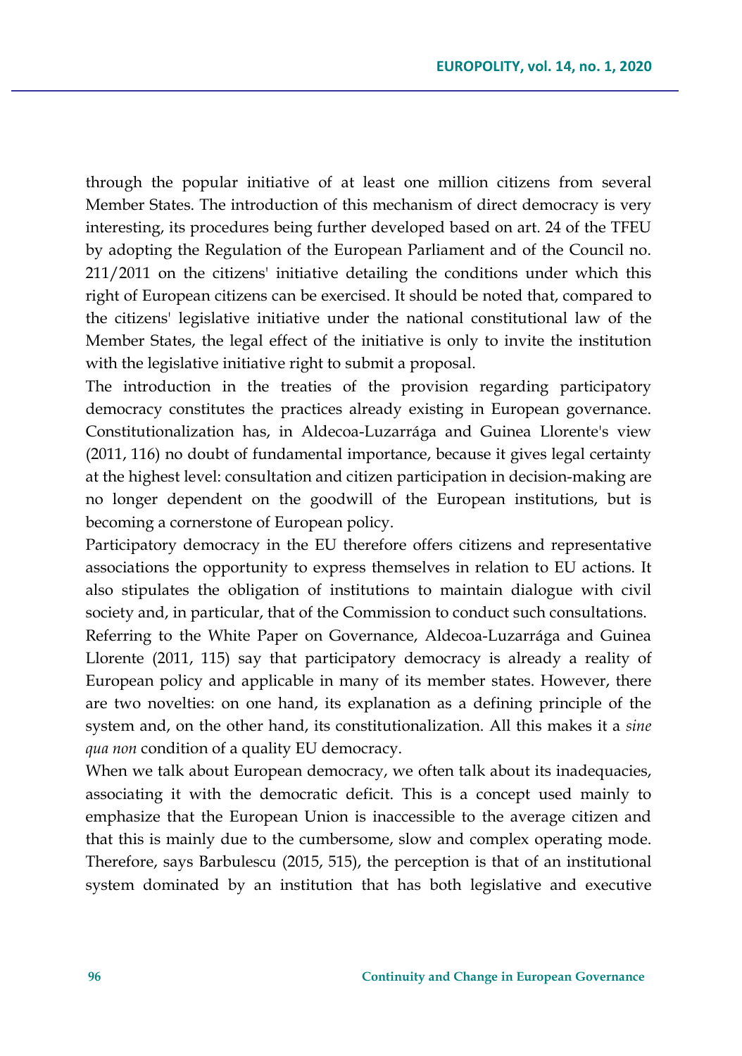through the popular initiative of at least one million citizens from several Member States. The introduction of this mechanism of direct democracy is very interesting, its procedures being further developed based on art. 24 of the TFEU by adopting the Regulation of the European Parliament and of the Council no. 211/2011 on the citizens' initiative detailing the conditions under which this right of European citizens can be exercised. It should be noted that, compared to the citizens' legislative initiative under the national constitutional law of the Member States, the legal effect of the initiative is only to invite the institution with the legislative initiative right to submit a proposal.

The introduction in the treaties of the provision regarding participatory democracy constitutes the practices already existing in European governance. Constitutionalization has, in Aldecoa-Luzarrága and Guinea Llorente's view (2011, 116) no doubt of fundamental importance, because it gives legal certainty at the highest level: consultation and citizen participation in decision-making are no longer dependent on the goodwill of the European institutions, but is becoming a cornerstone of European policy.

Participatory democracy in the EU therefore offers citizens and representative associations the opportunity to express themselves in relation to EU actions. It also stipulates the obligation of institutions to maintain dialogue with civil society and, in particular, that of the Commission to conduct such consultations.

Referring to the White Paper on Governance, Aldecoa-Luzarrága and Guinea Llorente (2011, 115) say that participatory democracy is already a reality of European policy and applicable in many of its member states. However, there are two novelties: on one hand, its explanation as a defining principle of the system and, on the other hand, its constitutionalization. All this makes it a *sine qua non* condition of a quality EU democracy.

When we talk about European democracy, we often talk about its inadequacies, associating it with the democratic deficit. This is a concept used mainly to emphasize that the European Union is inaccessible to the average citizen and that this is mainly due to the cumbersome, slow and complex operating mode. Therefore, says Barbulescu (2015, 515), the perception is that of an institutional system dominated by an institution that has both legislative and executive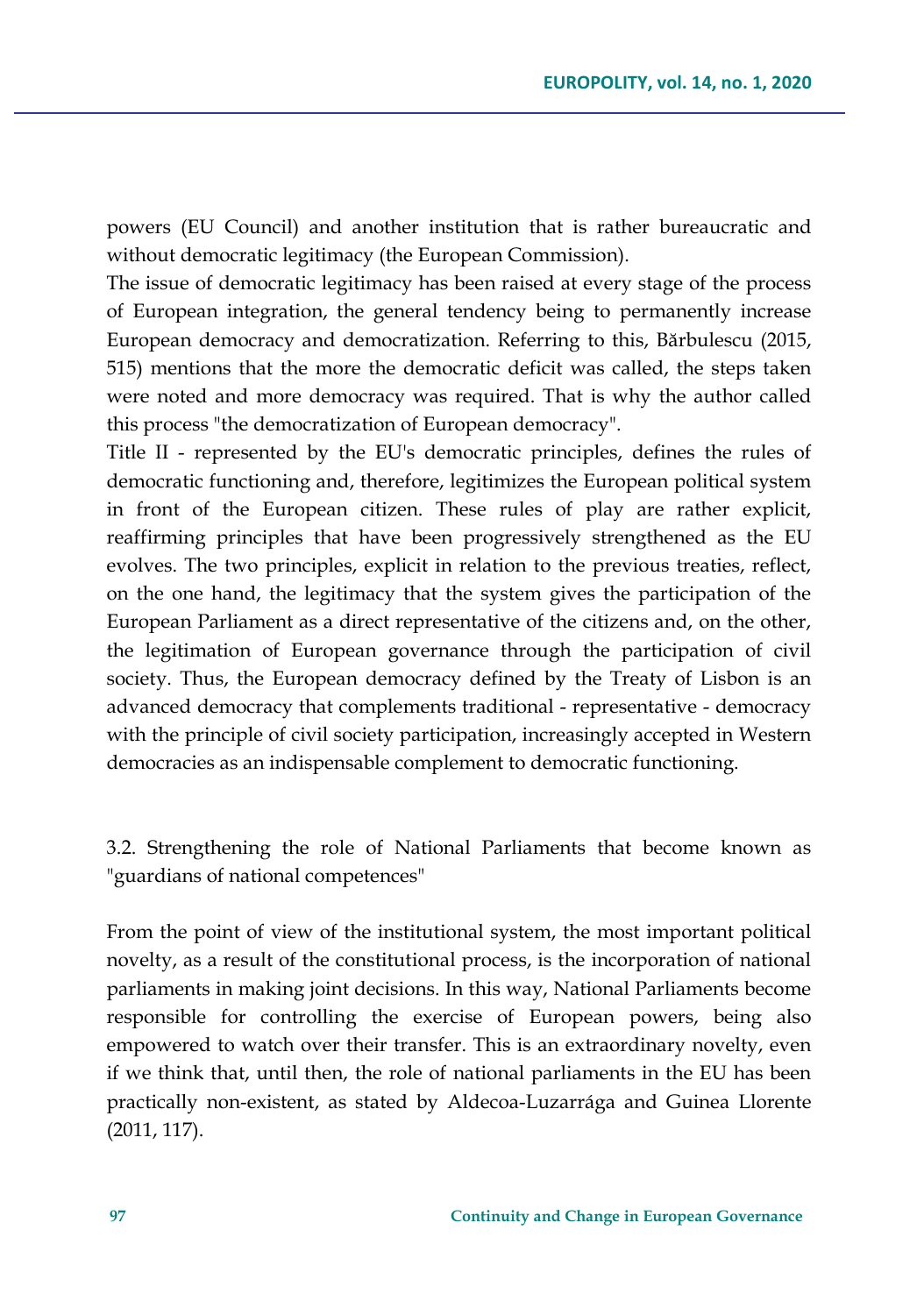powers (EU Council) and another institution that is rather bureaucratic and without democratic legitimacy (the European Commission).

The issue of democratic legitimacy has been raised at every stage of the process of European integration, the general tendency being to permanently increase European democracy and democratization. Referring to this, Bărbulescu (2015, 515) mentions that the more the democratic deficit was called, the steps taken were noted and more democracy was required. That is why the author called this process "the democratization of European democracy".

Title II - represented by the EU's democratic principles, defines the rules of democratic functioning and, therefore, legitimizes the European political system in front of the European citizen. These rules of play are rather explicit, reaffirming principles that have been progressively strengthened as the EU evolves. The two principles, explicit in relation to the previous treaties, reflect, on the one hand, the legitimacy that the system gives the participation of the European Parliament as a direct representative of the citizens and, on the other, the legitimation of European governance through the participation of civil society. Thus, the European democracy defined by the Treaty of Lisbon is an advanced democracy that complements traditional - representative - democracy with the principle of civil society participation, increasingly accepted in Western democracies as an indispensable complement to democratic functioning.

### 3.2. Strengthening the role of National Parliaments that become known as "guardians of national competences"

From the point of view of the institutional system, the most important political novelty, as a result of the constitutional process, is the incorporation of national parliaments in making joint decisions. In this way, National Parliaments become responsible for controlling the exercise of European powers, being also empowered to watch over their transfer. This is an extraordinary novelty, even if we think that, until then, the role of national parliaments in the EU has been practically non-existent, as stated by Aldecoa-Luzarrága and Guinea Llorente (2011, 117).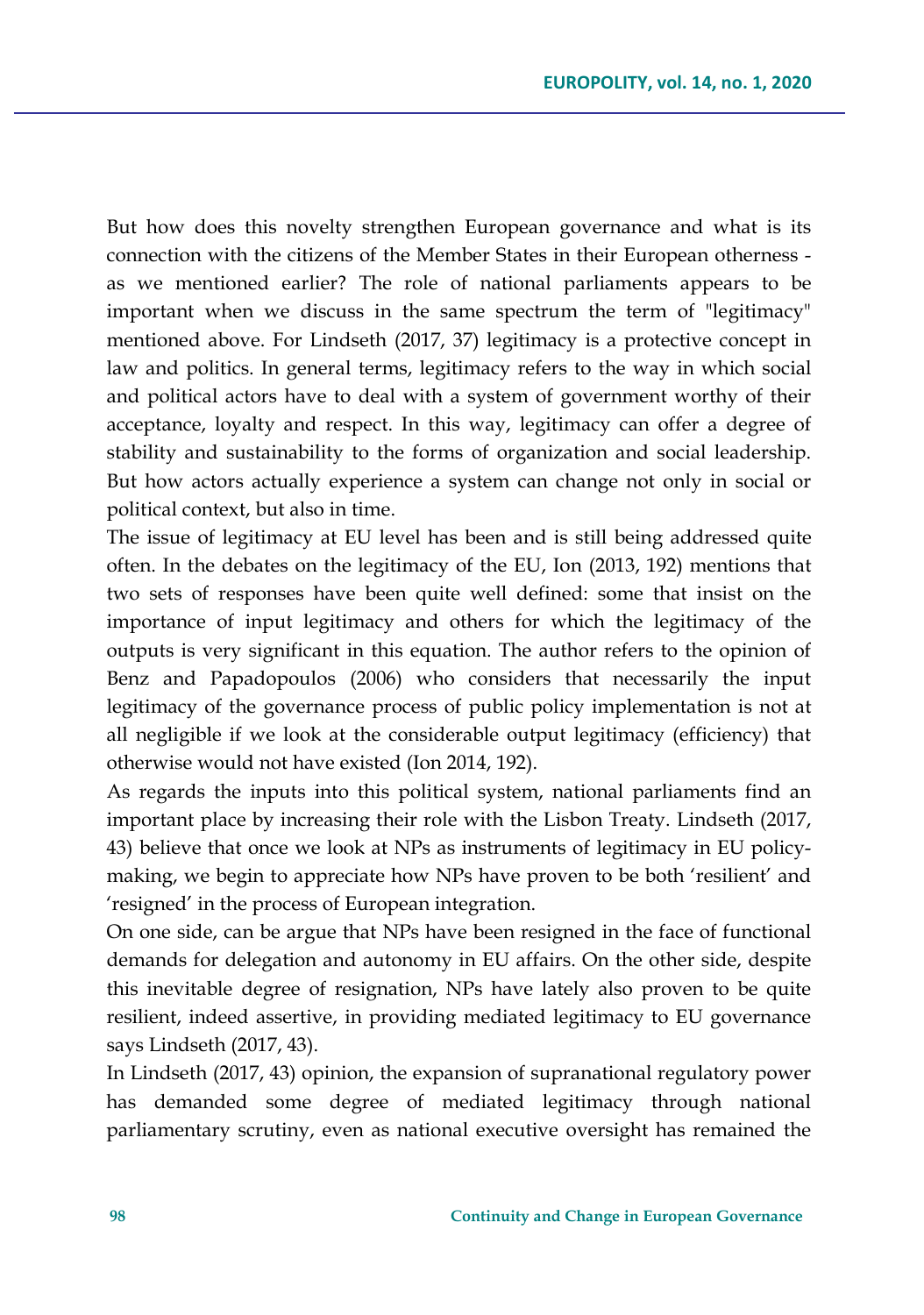But how does this novelty strengthen European governance and what is its connection with the citizens of the Member States in their European otherness - as we mentioned earlier? The role of national parliaments appears to be important when we discuss in the same spectrum the term of "legitimacy" mentioned above. For Lindseth (2017, 37) legitimacy is a protective concept in law and politics. In general terms, legitimacy refers to the way in which social and political actors have to deal with a system of government worthy of their acceptance, loyalty and respect. In this way, legitimacy can offer a degree of stability and sustainability to the forms of organization and social leadership. But how actors actually experience a system can change not only in social or political context, but also in time.

The issue of legitimacy at EU level has been and is still being addressed quite often. In the debates on the legitimacy of the EU, Ion (2013, 192) mentions that two sets of responses have been quite well defined: some that insist on the importance of input legitimacy and others for which the legitimacy of the outputs is very significant in this equation. The author refers to the opinion of Benz and Papadopoulos (2006) who considers that necessarily the input legitimacy of the governance process of public policy implementation is not at all negligible if we look at the considerable output legitimacy (efficiency) that otherwise would not have existed (Ion 2014, 192).

As regards the inputs into this political system, national parliaments find an important place by increasing their role with the Lisbon Treaty. Lindseth (2017, 43) believe that once we look at NPs as instruments of legitimacy in EU policy-making, we begin to appreciate how NPs have proven to be both 'resilient' and 'resigned' in the process of European integration.

On one side, can be argue that NPs have been resigned in the face of functional demands for delegation and autonomy in EU affairs. On the other side, despite this inevitable degree of resignation, NPs have lately also proven to be quite resilient, indeed assertive, in providing mediated legitimacy to EU governance says Lindseth (2017, 43).

In Lindseth (2017, 43) opinion, the expansion of supranational regulatory power has demanded some degree of mediated legitimacy through national parliamentary scrutiny, even as national executive oversight has remained the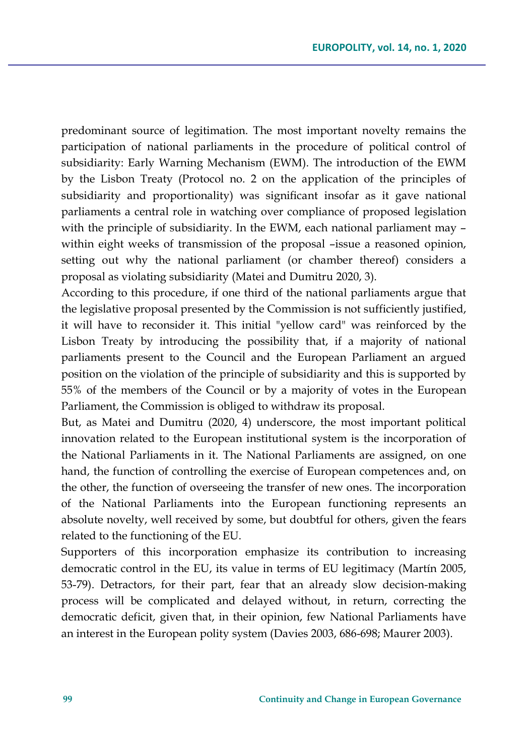predominant source of legitimation. The most important novelty remains the participation of national parliaments in the procedure of political control of subsidiarity: Early Warning Mechanism (EWM). The introduction of the EWM by the Lisbon Treaty (Protocol no. 2 on the application of the principles of subsidiarity and proportionality) was significant insofar as it gave national parliaments a central role in watching over compliance of proposed legislation with the principle of subsidiarity. In the EWM, each national parliament may – within eight weeks of transmission of the proposal –issue a reasoned opinion, setting out why the national parliament (or chamber thereof) considers a proposal as violating subsidiarity (Matei and Dumitru 2020, 3).

According to this procedure, if one third of the national parliaments argue that the legislative proposal presented by the Commission is not sufficiently justified, it will have to reconsider it. This initial "yellow card" was reinforced by the Lisbon Treaty by introducing the possibility that, if a majority of national parliaments present to the Council and the European Parliament an argued position on the violation of the principle of subsidiarity and this is supported by 55% of the members of the Council or by a majority of votes in the European Parliament, the Commission is obliged to withdraw its proposal.

But, as Matei and Dumitru (2020, 4) underscore, the most important political innovation related to the European institutional system is the incorporation of the National Parliaments in it. The National Parliaments are assigned, on one hand, the function of controlling the exercise of European competences and, on the other, the function of overseeing the transfer of new ones. The incorporation of the National Parliaments into the European functioning represents an absolute novelty, well received by some, but doubtful for others, given the fears related to the functioning of the EU.

Supporters of this incorporation emphasize its contribution to increasing democratic control in the EU, its value in terms of EU legitimacy (Martín 2005, 53-79). Detractors, for their part, fear that an already slow decision-making process will be complicated and delayed without, in return, correcting the democratic deficit, given that, in their opinion, few National Parliaments have an interest in the European polity system (Davies 2003, 686-698; Maurer 2003).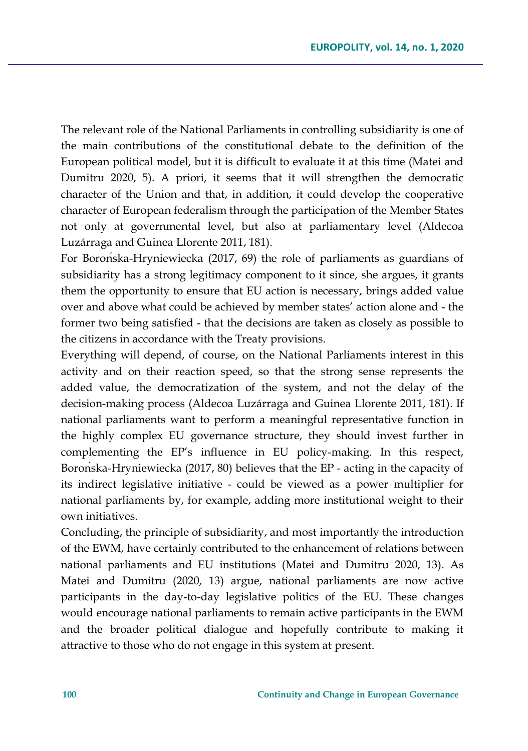The relevant role of the National Parliaments in controlling subsidiarity is one of the main contributions of the constitutional debate to the definition of the European political model, but it is difficult to evaluate it at this time (Matei and Dumitru 2020, 5). A priori, it seems that it will strengthen the democratic character of the Union and that, in addition, it could develop the cooperative character of European federalism through the participation of the Member States not only at governmental level, but also at parliamentary level (Aldecoa Luzárraga and Guinea Llorente 2011, 181).

For Borońska-Hryniewiecka (2017, 69) the role of parliaments as guardians of subsidiarity has a strong legitimacy component to it since, she argues, it grants them the opportunity to ensure that EU action is necessary, brings added value over and above what could be achieved by member states' action alone and - the former two being satisfied - that the decisions are taken as closely as possible to the citizens in accordance with the Treaty provisions.

Everything will depend, of course, on the National Parliaments interest in this activity and on their reaction speed, so that the strong sense represents the added value, the democratization of the system, and not the delay of the decision-making process (Aldecoa Luzárraga and Guinea Llorente 2011, 181). If national parliaments want to perform a meaningful representative function in the highly complex EU governance structure, they should invest further in complementing the EP's influence in EU policy-making. In this respect, Borońska-Hryniewiecka (2017, 80) believes that the EP - acting in the capacity of its indirect legislative initiative - could be viewed as a power multiplier for national parliaments by, for example, adding more institutional weight to their own initiatives.

Concluding, the principle of subsidiarity, and most importantly the introduction of the EWM, have certainly contributed to the enhancement of relations between national parliaments and EU institutions (Matei and Dumitru 2020, 13). As Matei and Dumitru (2020, 13) argue, national parliaments are now active participants in the day-to-day legislative politics of the EU. These changes would encourage national parliaments to remain active participants in the EWM and the broader political dialogue and hopefully contribute to making it attractive to those who do not engage in this system at present.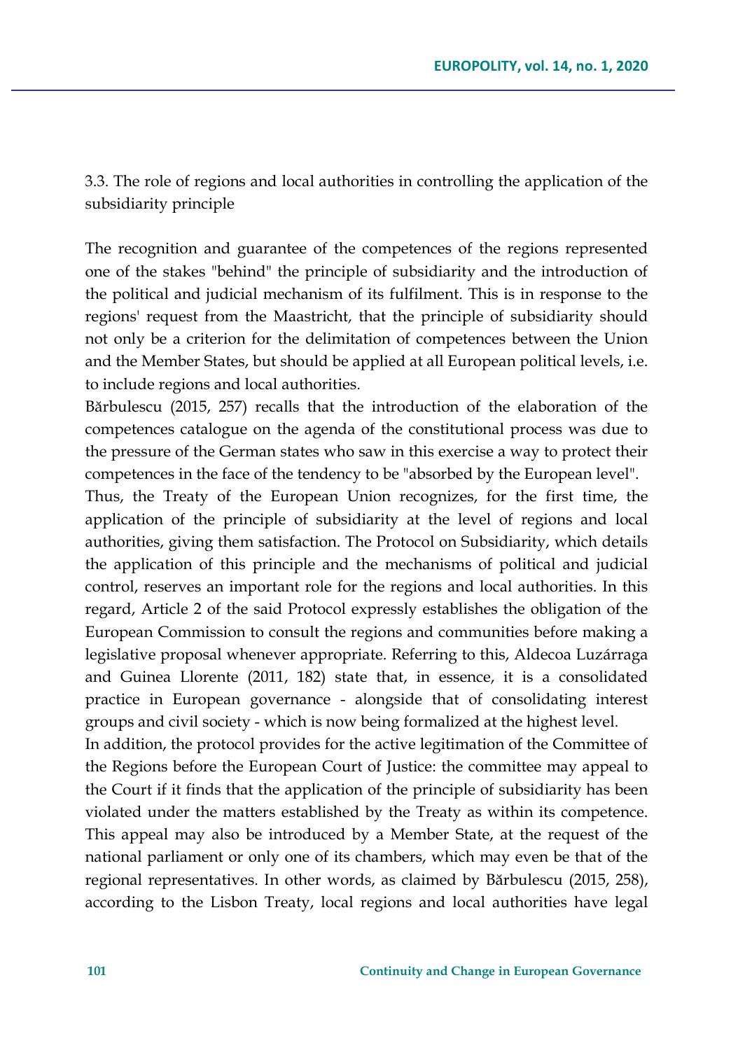### 3.3. The role of regions and local authorities in controlling the application of the subsidiarity principle

The recognition and guarantee of the competences of the regions represented one of the stakes "behind" the principle of subsidiarity and the introduction of the political and judicial mechanism of its fulfilment. This is in response to the regions' request from the Maastricht, that the principle of subsidiarity should not only be a criterion for the delimitation of competences between the Union and the Member States, but should be applied at all European political levels, i.e. to include regions and local authorities.

Bărbulescu (2015, 257) recalls that the introduction of the elaboration of the competences catalogue on the agenda of the constitutional process was due to the pressure of the German states who saw in this exercise a way to protect their competences in the face of the tendency to be "absorbed by the European level".

Thus, the Treaty of the European Union recognizes, for the first time, the application of the principle of subsidiarity at the level of regions and local authorities, giving them satisfaction. The Protocol on Subsidiarity, which details the application of this principle and the mechanisms of political and judicial control, reserves an important role for the regions and local authorities. In this regard, Article 2 of the said Protocol expressly establishes the obligation of the European Commission to consult the regions and communities before making a legislative proposal whenever appropriate. Referring to this, Aldecoa Luzárraga and Guinea Llorente (2011, 182) state that, in essence, it is a consolidated practice in European governance - alongside that of consolidating interest groups and civil society - which is now being formalized at the highest level.

In addition, the protocol provides for the active legitimation of the Committee of the Regions before the European Court of Justice: the committee may appeal to the Court if it finds that the application of the principle of subsidiarity has been violated under the matters established by the Treaty as within its competence. This appeal may also be introduced by a Member State, at the request of the national parliament or only one of its chambers, which may even be that of the regional representatives. In other words, as claimed by Bărbulescu (2015, 258), according to the Lisbon Treaty, local regions and local authorities have legal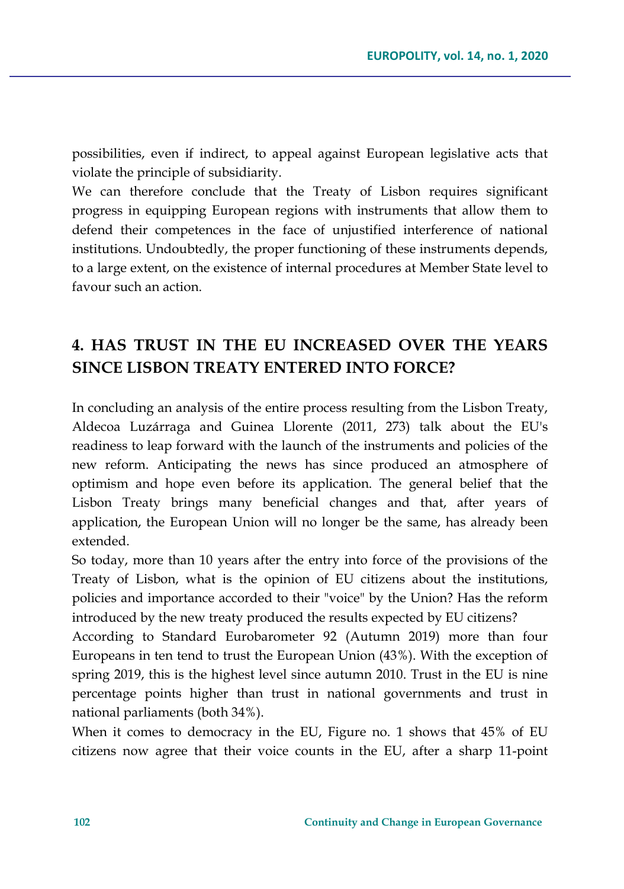possibilities, even if indirect, to appeal against European legislative acts that violate the principle of subsidiarity.

We can therefore conclude that the Treaty of Lisbon requires significant progress in equipping European regions with instruments that allow them to defend their competences in the face of unjustified interference of national institutions. Undoubtedly, the proper functioning of these instruments depends, to a large extent, on the existence of internal procedures at Member State level to favour such an action.

## 4. HAS TRUST IN THE EU INCREASED OVER THE YEARS SINCE LISBON TREATY ENTERED INTO FORCE?

In concluding an analysis of the entire process resulting from the Lisbon Treaty, Aldecoa Luzárraga and Guinea Llorente (2011, 273) talk about the EU's readiness to leap forward with the launch of the instruments and policies of the new reform. Anticipating the news has since produced an atmosphere of optimism and hope even before its application. The general belief that the Lisbon Treaty brings many beneficial changes and that, after years of application, the European Union will no longer be the same, has already been extended.

So today, more than 10 years after the entry into force of the provisions of the Treaty of Lisbon, what is the opinion of EU citizens about the institutions, policies and importance accorded to their "voice" by the Union? Has the reform introduced by the new treaty produced the results expected by EU citizens?

According to Standard Eurobarometer 92 (Autumn 2019) more than four Europeans in ten tend to trust the European Union (43%). With the exception of spring 2019, this is the highest level since autumn 2010. Trust in the EU is nine percentage points higher than trust in national governments and trust in national parliaments (both 34%).

When it comes to democracy in the EU, Figure no. 1 shows that 45% of EU citizens now agree that their voice counts in the EU, after a sharp 11-point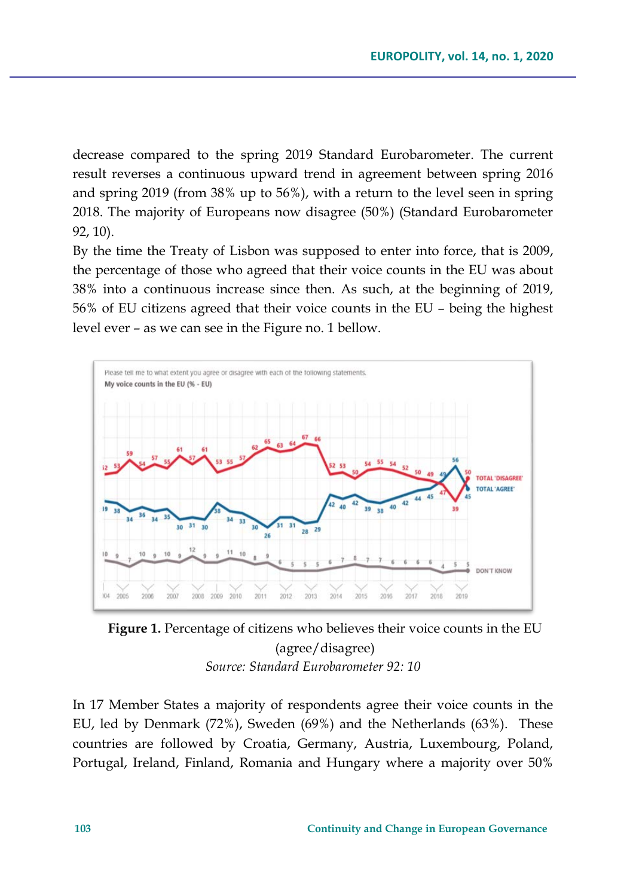decrease compared to the spring 2019 Standard Eurobarometer. The current result reverses a continuous upward trend in agreement between spring 2016 and spring 2019 (from 38% up to 56%), with a return to the level seen in spring 2018. The majority of Europeans now disagree (50%) (Standard Eurobarometer 92, 10).

By the time the Treaty of Lisbon was supposed to enter into force, that is 2009, the percentage of those who agreed that their voice counts in the EU was about 38% into a continuous increase since then. As such, at the beginning of 2019, 56% of EU citizens agreed that their voice counts in the EU – being the highest level ever – as we can see in the Figure no. 1 bellow.

**Figure 1.** Percentage of citizens who believes their voice counts in the EU (agree/disagree)

*Source: Standard Eurobarometer 92: 10*

In 17 Member States a majority of respondents agree their voice counts in the EU, led by Denmark (72%), Sweden (69%) and the Netherlands (63%). These countries are followed by Croatia, Germany, Austria, Luxembourg, Poland, Portugal, Ireland, Finland, Romania and Hungary where a majority over 50%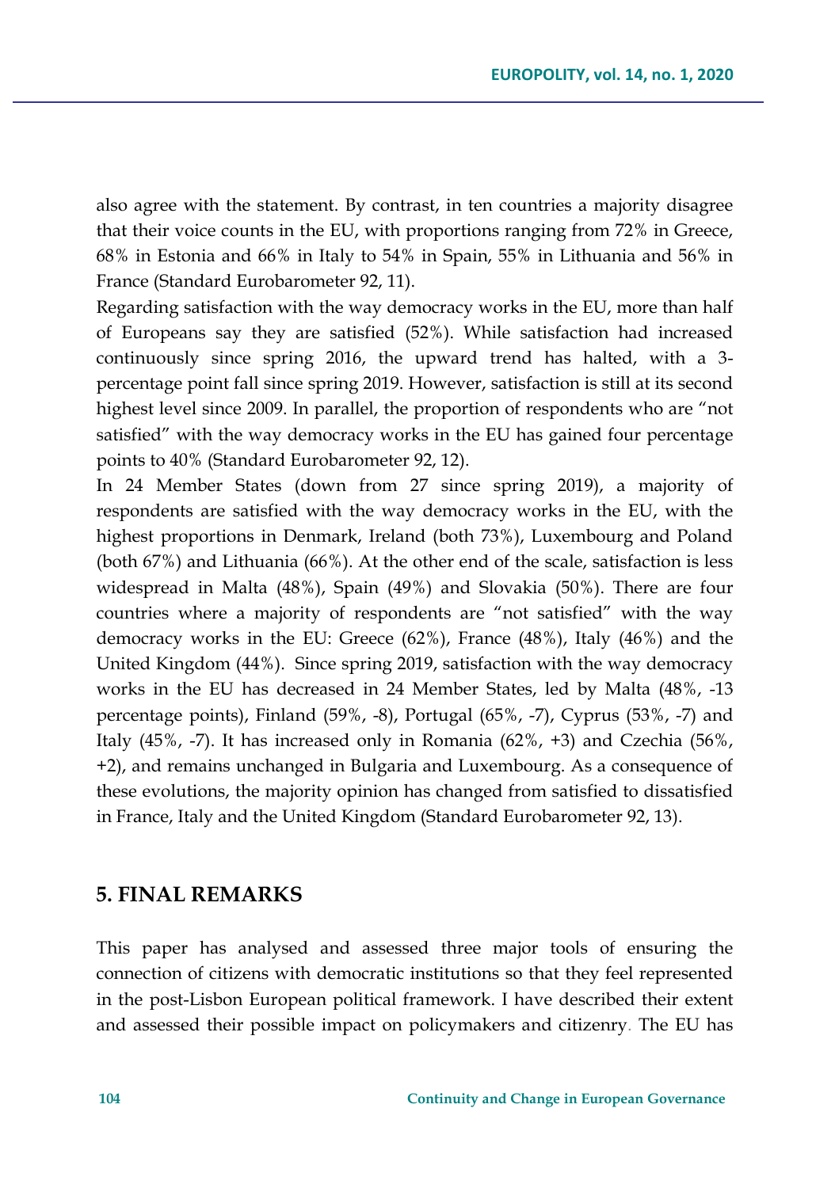also agree with the statement. By contrast, in ten countries a majority disagree that their voice counts in the EU, with proportions ranging from 72% in Greece, 68% in Estonia and 66% in Italy to 54% in Spain, 55% in Lithuania and 56% in France (Standard Eurobarometer 92, 11).

Regarding satisfaction with the way democracy works in the EU, more than half of Europeans say they are satisfied (52%). While satisfaction had increased continuously since spring 2016, the upward trend has halted, with a 3-percentage point fall since spring 2019. However, satisfaction is still at its second highest level since 2009. In parallel, the proportion of respondents who are "not satisfied" with the way democracy works in the EU has gained four percentage points to 40% (Standard Eurobarometer 92, 12).

In 24 Member States (down from 27 since spring 2019), a majority of respondents are satisfied with the way democracy works in the EU, with the highest proportions in Denmark, Ireland (both 73%), Luxembourg and Poland (both 67%) and Lithuania (66%). At the other end of the scale, satisfaction is less widespread in Malta (48%), Spain (49%) and Slovakia (50%). There are four countries where a majority of respondents are "not satisfied" with the way democracy works in the EU: Greece (62%), France (48%), Italy (46%) and the United Kingdom (44%). Since spring 2019, satisfaction with the way democracy works in the EU has decreased in 24 Member States, led by Malta (48%, -13 percentage points), Finland (59%, -8), Portugal (65%, -7), Cyprus (53%, -7) and Italy (45%, -7). It has increased only in Romania (62%, +3) and Czechia (56%, +2), and remains unchanged in Bulgaria and Luxembourg. As a consequence of these evolutions, the majority opinion has changed from satisfied to dissatisfied in France, Italy and the United Kingdom (Standard Eurobarometer 92, 13).

## 5. FINAL REMARKS

This paper has analysed and assessed three major tools of ensuring the connection of citizens with democratic institutions so that they feel represented in the post-Lisbon European political framework. I have described their extent and assessed their possible impact on policymakers and citizenry. The EU has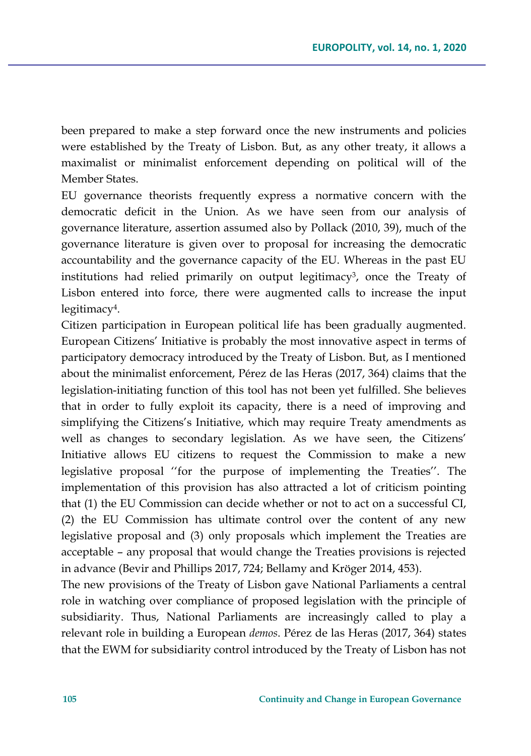been prepared to make a step forward once the new instruments and policies were established by the Treaty of Lisbon. But, as any other treaty, it allows a maximalist or minimalist enforcement depending on political will of the Member States.

EU governance theorists frequently express a normative concern with the democratic deficit in the Union. As we have seen from our analysis of governance literature, assertion assumed also by Pollack (2010, 39), much of the governance literature is given over to proposal for increasing the democratic accountability and the governance capacity of the EU. Whereas in the past EU institutions had relied primarily on output legitimacy[3], once the Treaty of Lisbon entered into force, there were augmented calls to increase the input legitimacy[4].

Citizen participation in European political life has been gradually augmented. European Citizens' Initiative is probably the most innovative aspect in terms of participatory democracy introduced by the Treaty of Lisbon. But, as I mentioned about the minimalist enforcement, Pérez de las Heras (2017, 364) claims that the legislation-initiating function of this tool has not been yet fulfilled. She believes that in order to fully exploit its capacity, there is a need of improving and simplifying the Citizens's Initiative, which may require Treaty amendments as well as changes to secondary legislation. As we have seen, the Citizens' Initiative allows EU citizens to request the Commission to make a new legislative proposal ''for the purpose of implementing the Treaties''. The implementation of this provision has also attracted a lot of criticism pointing that (1) the EU Commission can decide whether or not to act on a successful CI, (2) the EU Commission has ultimate control over the content of any new legislative proposal and (3) only proposals which implement the Treaties are acceptable – any proposal that would change the Treaties provisions is rejected in advance (Bevir and Phillips 2017, 724; Bellamy and Kröger 2014, 453).

The new provisions of the Treaty of Lisbon gave National Parliaments a central role in watching over compliance of proposed legislation with the principle of subsidiarity. Thus, National Parliaments are increasingly called to play a relevant role in building a European *demos*. Pérez de las Heras (2017, 364) states that the EWM for subsidiarity control introduced by the Treaty of Lisbon has not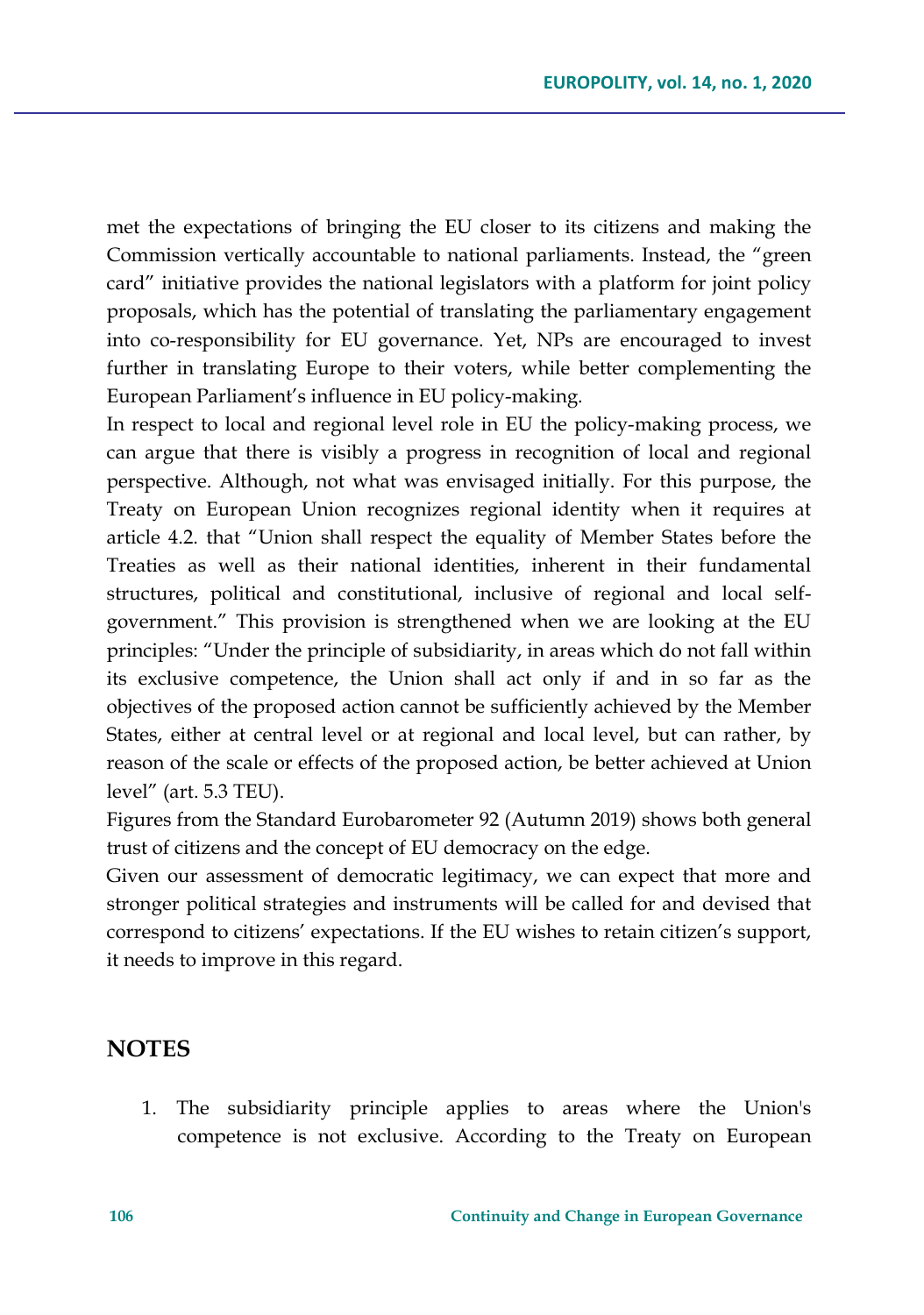met the expectations of bringing the EU closer to its citizens and making the Commission vertically accountable to national parliaments. Instead, the "green card" initiative provides the national legislators with a platform for joint policy proposals, which has the potential of translating the parliamentary engagement into co-responsibility for EU governance. Yet, NPs are encouraged to invest further in translating Europe to their voters, while better complementing the European Parliament's influence in EU policy-making.

In respect to local and regional level role in EU the policy-making process, we can argue that there is visibly a progress in recognition of local and regional perspective. Although, not what was envisaged initially. For this purpose, the Treaty on European Union recognizes regional identity when it requires at article 4.2. that "Union shall respect the equality of Member States before the Treaties as well as their national identities, inherent in their fundamental structures, political and constitutional, inclusive of regional and local self-government." This provision is strengthened when we are looking at the EU principles: "Under the principle of subsidiarity, in areas which do not fall within its exclusive competence, the Union shall act only if and in so far as the objectives of the proposed action cannot be sufficiently achieved by the Member States, either at central level or at regional and local level, but can rather, by reason of the scale or effects of the proposed action, be better achieved at Union level" (art. 5.3 TEU).

Figures from the Standard Eurobarometer 92 (Autumn 2019) shows both general trust of citizens and the concept of EU democracy on the edge.

Given our assessment of democratic legitimacy, we can expect that more and stronger political strategies and instruments will be called for and devised that correspond to citizens' expectations. If the EU wishes to retain citizen's support, it needs to improve in this regard.

## NOTES

1. The subsidiarity principle applies to areas where the Union's competence is not exclusive. According to the Treaty on European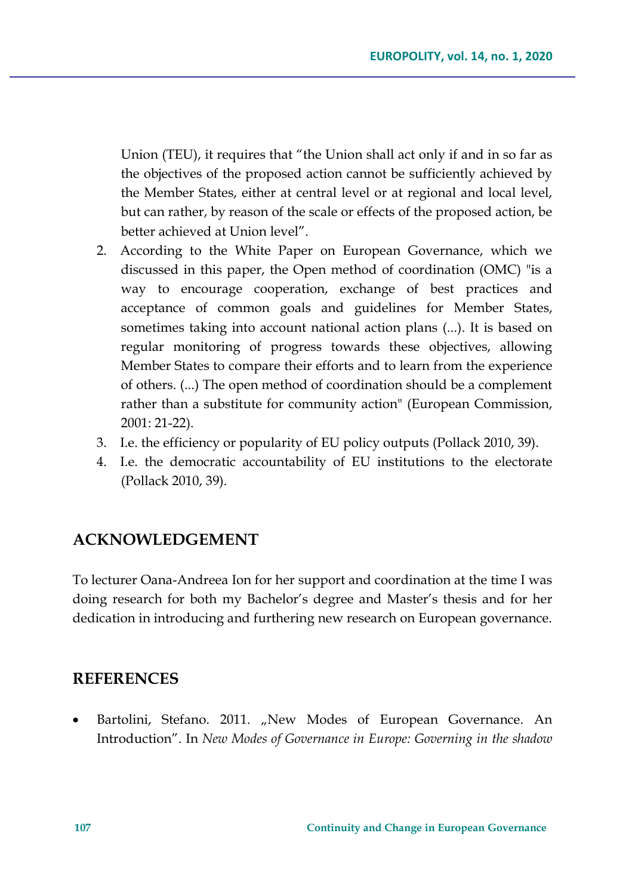Union (TEU), it requires that "the Union shall act only if and in so far as the objectives of the proposed action cannot be sufficiently achieved by the Member States, either at central level or at regional and local level, but can rather, by reason of the scale or effects of the proposed action, be better achieved at Union level".

2. According to the White Paper on European Governance, which we discussed in this paper, the Open method of coordination (OMC) "is a way to encourage cooperation, exchange of best practices and acceptance of common goals and guidelines for Member States, sometimes taking into account national action plans (...). It is based on regular monitoring of progress towards these objectives, allowing Member States to compare their efforts and to learn from the experience of others. (...) The open method of coordination should be a complement rather than a substitute for community action" (European Commission, 2001: 21-22).
3. I.e. the efficiency or popularity of EU policy outputs (Pollack 2010, 39).
4. I.e. the democratic accountability of EU institutions to the electorate (Pollack 2010, 39).

## ACKNOWLEDGEMENT

To lecturer Oana-Andreea Ion for her support and coordination at the time I was doing research for both my Bachelor's degree and Master's thesis and for her dedication in introducing and furthering new research on European governance.

## REFERENCES

- Bartolini, Stefano. 2011. „New Modes of European Governance. An Introduction". In *New Modes of Governance in Europe: Governing in the shadow*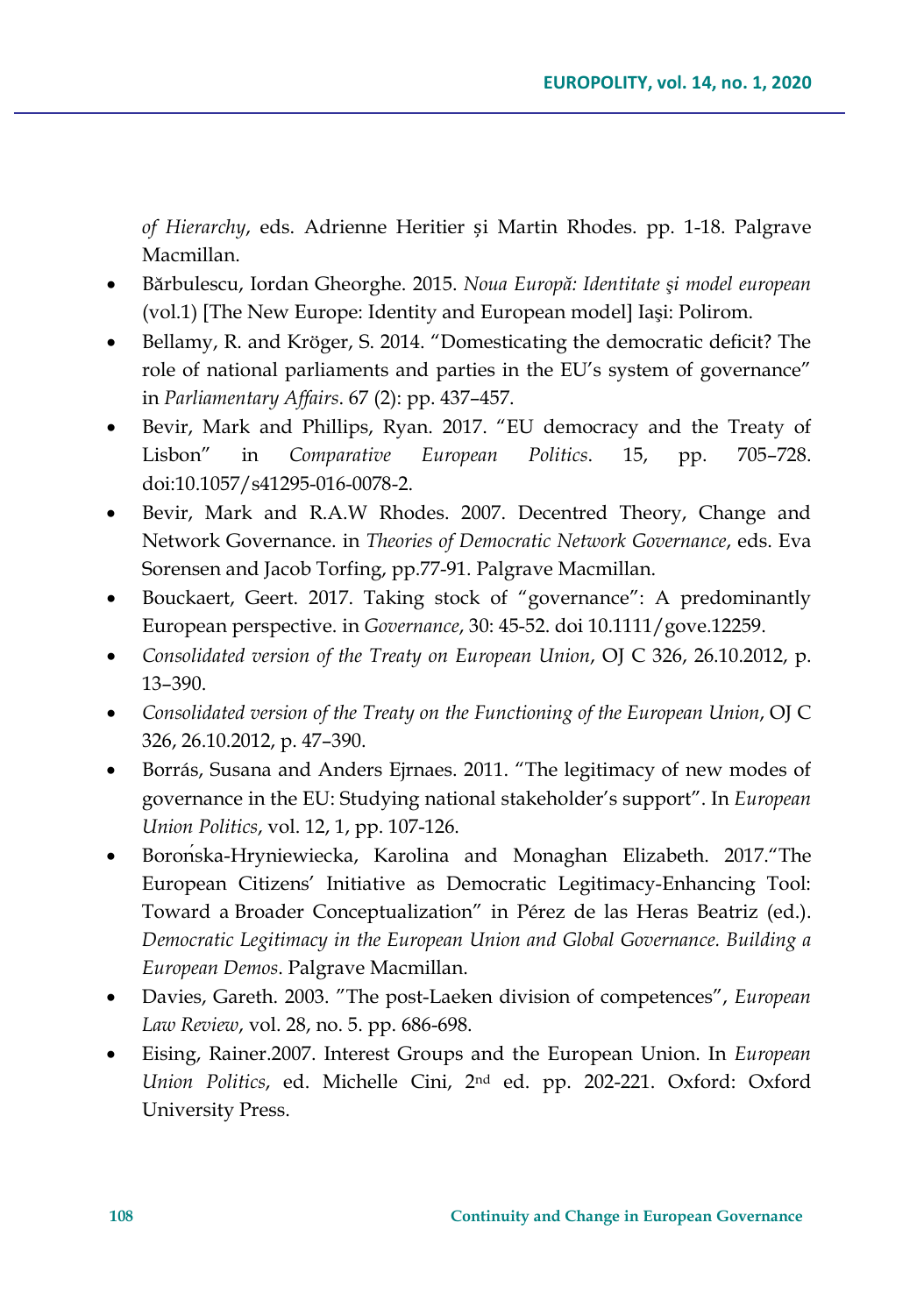*of Hierarchy*, eds. Adrienne Heritier și Martin Rhodes. pp. 1-18. Palgrave Macmillan.

- Bărbulescu, Iordan Gheorghe. 2015. *Noua Europă: Identitate şi model european* (vol.1) [The New Europe: Identity and European model] Iaşi: Polirom.
- Bellamy, R. and Kröger, S. 2014. "Domesticating the democratic deficit? The role of national parliaments and parties in the EU's system of governance" in *Parliamentary Affairs*. 67 (2): pp. 437–457.
- Bevir, Mark and Phillips, Ryan. 2017. "EU democracy and the Treaty of Lisbon" in *Comparative European Politics*. 15, pp. 705–728. doi:10.1057/s41295-016-0078-2.
- Bevir, Mark and R.A.W Rhodes. 2007. Decentred Theory, Change and Network Governance. in *Theories of Democratic Network Governance*, eds. Eva Sorensen and Jacob Torfing, pp.77-91. Palgrave Macmillan.
- Bouckaert, Geert. 2017. Taking stock of "governance": A predominantly European perspective. in *Governance*, 30: 45-52. doi 10.1111/gove.12259.
- *Consolidated version of the Treaty on European Union*, OJ C 326, 26.10.2012, p. 13–390.
- *Consolidated version of the Treaty on the Functioning of the European Union*, OJ C 326, 26.10.2012, p. 47–390.
- Borrás, Susana and Anders Ejrnaes. 2011. "The legitimacy of new modes of governance in the EU: Studying national stakeholder's support". In *European Union Politics*, vol. 12, 1, pp. 107-126.
- Borońska-Hryniewiecka, Karolina and Monaghan Elizabeth. 2017."The European Citizens' Initiative as Democratic Legitimacy-Enhancing Tool: Toward a Broader Conceptualization" in Pérez de las Heras Beatriz (ed.). *Democratic Legitimacy in the European Union and Global Governance. Building a European Demos*. Palgrave Macmillan.
- Davies, Gareth. 2003. "The post-Laeken division of competences", *European Law Review*, vol. 28, no. 5. pp. 686-698.
- Eising, Rainer.2007. Interest Groups and the European Union. In *European Union Politics*, ed. Michelle Cini, 2nd ed. pp. 202-221. Oxford: Oxford University Press.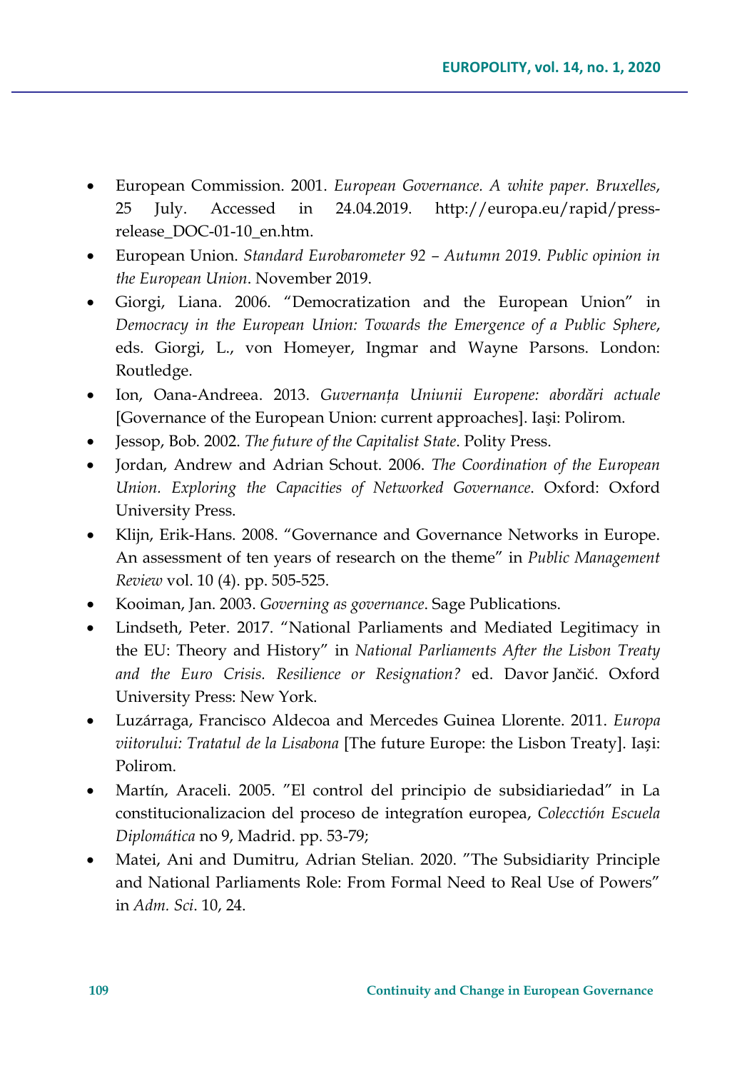- European Commission. 2001. *European Governance. A white paper. Bruxelles*, 25 July. Accessed in 24.04.2019. http://europa.eu/rapid/press-release_DOC-01-10_en.htm.
- European Union. *Standard Eurobarometer 92 – Autumn 2019. Public opinion in the European Union*. November 2019.
- Giorgi, Liana. 2006. "Democratization and the European Union" in *Democracy in the European Union: Towards the Emergence of a Public Sphere*, eds. Giorgi, L., von Homeyer, Ingmar and Wayne Parsons. London: Routledge.
- Ion, Oana-Andreea. 2013. *Guvernanța Uniunii Europene: abordări actuale* [Governance of the European Union: current approaches]. Iaşi: Polirom.
- Jessop, Bob. 2002. *The future of the Capitalist State*. Polity Press.
- Jordan, Andrew and Adrian Schout. 2006. *The Coordination of the European Union. Exploring the Capacities of Networked Governance*. Oxford: Oxford University Press.
- Klijn, Erik-Hans. 2008. "Governance and Governance Networks in Europe. An assessment of ten years of research on the theme" in *Public Management Review* vol. 10 (4). pp. 505-525.
- Kooiman, Jan. 2003. *Governing as governance*. Sage Publications.
- Lindseth, Peter. 2017. "National Parliaments and Mediated Legitimacy in the EU: Theory and History" in *National Parliaments After the Lisbon Treaty and the Euro Crisis. Resilience or Resignation?* ed. Davor Jančić. Oxford University Press: New York.
- Luzárraga, Francisco Aldecoa and Mercedes Guinea Llorente. 2011. *Europa viitorului: Tratatul de la Lisabona* [The future Europe: the Lisbon Treaty]. Iași: Polirom.
- Martín, Araceli. 2005. "El control del principio de subsidiariedad" in La constitucionalizacion del proceso de integratíon europea, *Colecctión Escuela Diplomática* no 9, Madrid. pp. 53-79;
- Matei, Ani and Dumitru, Adrian Stelian. 2020. "The Subsidiarity Principle and National Parliaments Role: From Formal Need to Real Use of Powers" in *Adm. Sci*. 10, 24.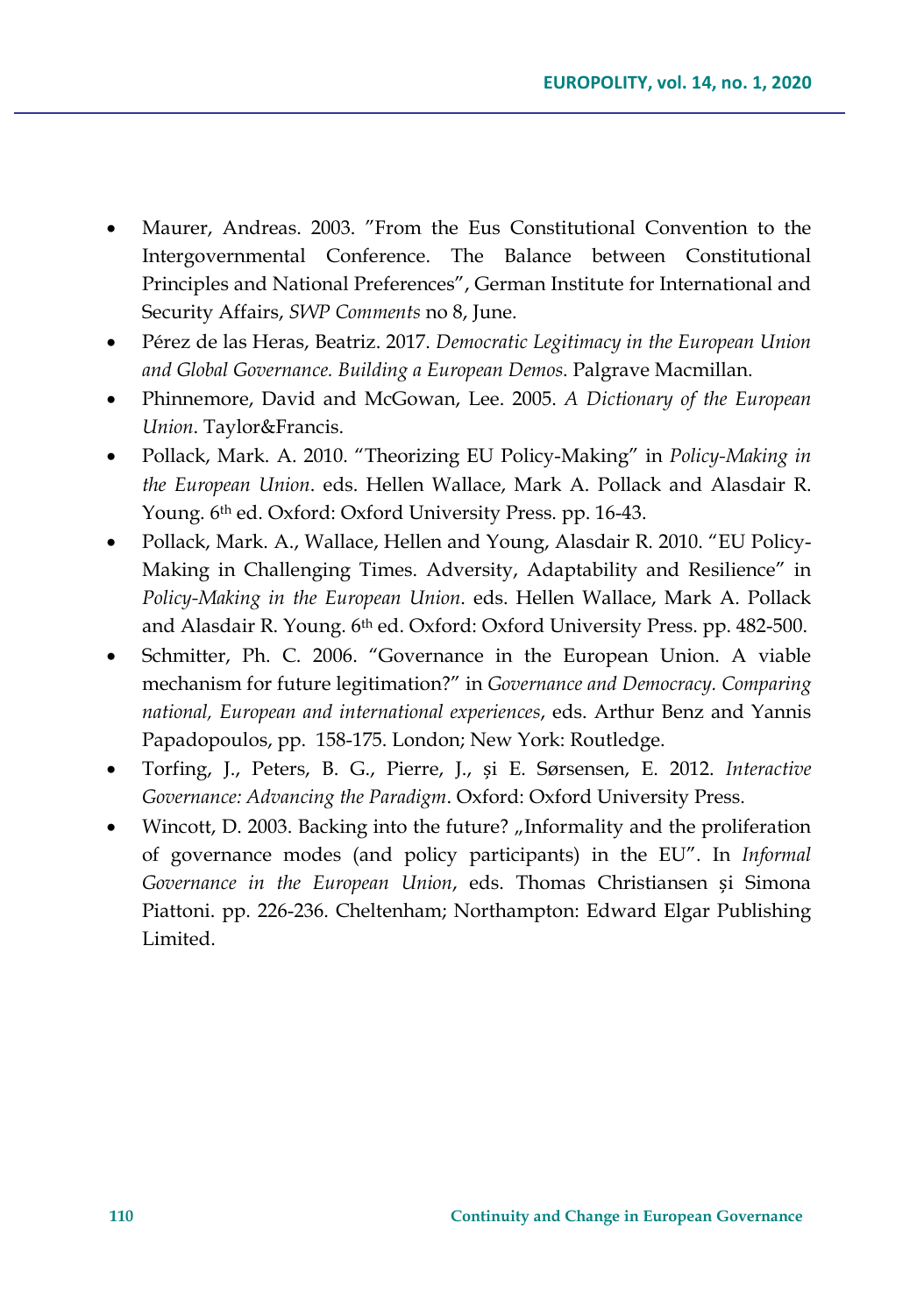- Maurer, Andreas. 2003. ”From the Eus Constitutional Convention to the Intergovernmental Conference. The Balance between Constitutional Principles and National Preferences”, German Institute for International and Security Affairs, *SWP Comments* no 8, June.
- Pérez de las Heras, Beatriz. 2017. *Democratic Legitimacy in the European Union and Global Governance. Building a European Demos*. Palgrave Macmillan.
- Phinnemore, David and McGowan, Lee. 2005. *A Dictionary of the European Union*. Taylor&Francis.
- Pollack, Mark. A. 2010. "Theorizing EU Policy-Making" in *Policy-Making in the European Union*. eds. Hellen Wallace, Mark A. Pollack and Alasdair R. Young. 6th ed. Oxford: Oxford University Press. pp. 16-43.
- Pollack, Mark. A., Wallace, Hellen and Young, Alasdair R. 2010. "EU Policy-Making in Challenging Times. Adversity, Adaptability and Resilience" in *Policy-Making in the European Union*. eds. Hellen Wallace, Mark A. Pollack and Alasdair R. Young. 6th ed. Oxford: Oxford University Press. pp. 482-500.
- Schmitter, Ph. C. 2006. "Governance in the European Union. A viable mechanism for future legitimation?" in *Governance and Democracy. Comparing national, European and international experiences*, eds. Arthur Benz and Yannis Papadopoulos, pp. 158-175. London; New York: Routledge.
- Torfing, J., Peters, B. G., Pierre, J., și E. Sørsensen, E. 2012. *Interactive Governance: Advancing the Paradigm*. Oxford: Oxford University Press.
- Wincott, D. 2003. Backing into the future? „Informality and the proliferation of governance modes (and policy participants) in the EU". In *Informal Governance in the European Union*, eds. Thomas Christiansen și Simona Piattoni. pp. 226-236. Cheltenham; Northampton: Edward Elgar Publishing Limited.